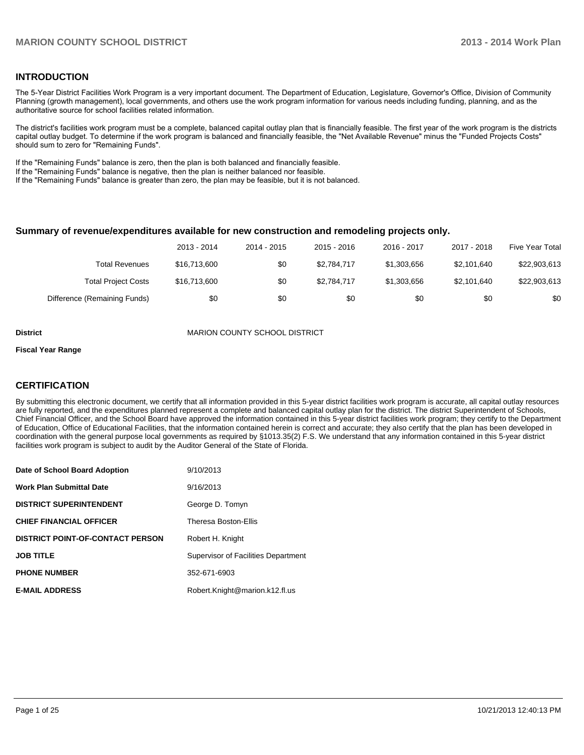## INTRODUCTION

The 5-Year District Facilities Work Program is a very important document. The Department of Education, Legislature, Governor's Office, Division of Community Planning (growth management), local governments, and others use the work program information for various needs including funding, planning, and as the authoritative source for school facilities related information.

The district's facilities work program must be a complete, balanced capital outlay plan that is financially feasible. The first year of the work program is the districts capital outlay budget. To determine if the work program is balanced and financially feasible, the "Net Available Revenue" minus the "Funded Projects Costs" should sum to zero for "Remaining Funds".

If the "Remaining Funds" balance is zero, then the plan is both balanced and financially feasible.
If the "Remaining Funds" balance is negative, then the plan is neither balanced nor feasible.
If the "Remaining Funds" balance is greater than zero, the plan may be feasible, but it is not balanced.

### Summary of revenue/expenditures available for new construction and remodeling projects only.

| | 2013 - 2014 | 2014 - 2015 | 2015 - 2016 | 2016 - 2017 | 2017 - 2018 | Five Year Total |
|---|---|---|---|---|---|---|
| Total Revenues | $16,713,600 | $0 | $2,784,717 | $1,303,656 | $2,101,640 | $22,903,613 |
| Total Project Costs | $16,713,600 | $0 | $2,784,717 | $1,303,656 | $2,101,640 | $22,903,613 |
| Difference (Remaining Funds) | $0 | $0 | $0 | $0 | $0 | $0 |

**District** MARION COUNTY SCHOOL DISTRICT

**Fiscal Year Range**

## CERTIFICATION

By submitting this electronic document, we certify that all information provided in this 5-year district facilities work program is accurate, all capital outlay resources are fully reported, and the expenditures planned represent a complete and balanced capital outlay plan for the district. The district Superintendent of Schools, Chief Financial Officer, and the School Board have approved the information contained in this 5-year district facilities work program; they certify to the Department of Education, Office of Educational Facilities, that the information contained herein is correct and accurate; they also certify that the plan has been developed in coordination with the general purpose local governments as required by §1013.35(2) F.S. We understand that any information contained in this 5-year district facilities work program is subject to audit by the Auditor General of the State of Florida.

| | |
|---|---|
| **Date of School Board Adoption** | 9/10/2013 |
| **Work Plan Submittal Date** | 9/16/2013 |
| **DISTRICT SUPERINTENDENT** | George D. Tomyn |
| **CHIEF FINANCIAL OFFICER** | Theresa Boston-Ellis |
| **DISTRICT POINT-OF-CONTACT PERSON** | Robert H. Knight |
| **JOB TITLE** | Supervisor of Facilities Department |
| **PHONE NUMBER** | 352-671-6903 |
| **E-MAIL ADDRESS** | Robert.Knight@marion.k12.fl.us |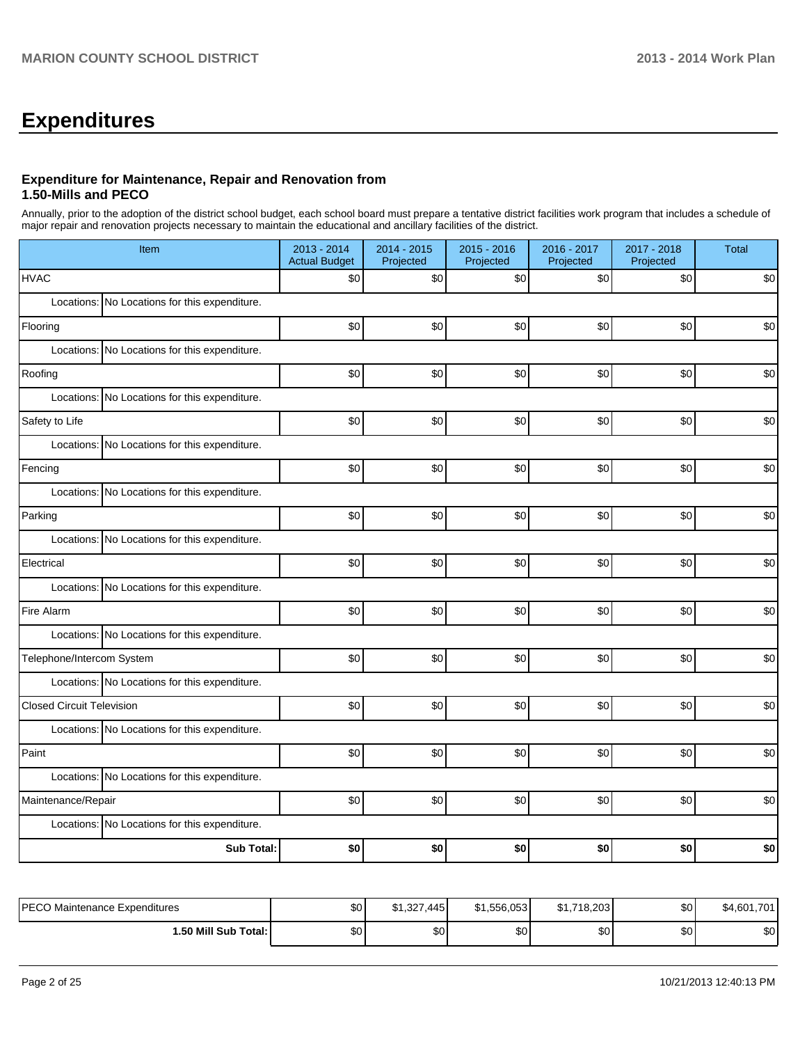# Expenditures

### Expenditure for Maintenance, Repair and Renovation from 1.50-Mills and PECO

Annually, prior to the adoption of the district school budget, each school board must prepare a tentative district facilities work program that includes a schedule of major repair and renovation projects necessary to maintain the educational and ancillary facilities of the district.

| Item | | 2013 - 2014 Actual Budget | 2014 - 2015 Projected | 2015 - 2016 Projected | 2016 - 2017 Projected | 2017 - 2018 Projected | Total |
|---|---|---|---|---|---|---|---|
| HVAC | | $0 | $0 | $0 | $0 | $0 | $0 |
| Locations: | No Locations for this expenditure. | | | | | | |
| Flooring | | $0 | $0 | $0 | $0 | $0 | $0 |
| Locations: | No Locations for this expenditure. | | | | | | |
| Roofing | | $0 | $0 | $0 | $0 | $0 | $0 |
| Locations: | No Locations for this expenditure. | | | | | | |
| Safety to Life | | $0 | $0 | $0 | $0 | $0 | $0 |
| Locations: | No Locations for this expenditure. | | | | | | |
| Fencing | | $0 | $0 | $0 | $0 | $0 | $0 |
| Locations: | No Locations for this expenditure. | | | | | | |
| Parking | | $0 | $0 | $0 | $0 | $0 | $0 |
| Locations: | No Locations for this expenditure. | | | | | | |
| Electrical | | $0 | $0 | $0 | $0 | $0 | $0 |
| Locations: | No Locations for this expenditure. | | | | | | |
| Fire Alarm | | $0 | $0 | $0 | $0 | $0 | $0 |
| Locations: | No Locations for this expenditure. | | | | | | |
| Telephone/Intercom System | | $0 | $0 | $0 | $0 | $0 | $0 |
| Locations: | No Locations for this expenditure. | | | | | | |
| Closed Circuit Television | | $0 | $0 | $0 | $0 | $0 | $0 |
| Locations: | No Locations for this expenditure. | | | | | | |
| Paint | | $0 | $0 | $0 | $0 | $0 | $0 |
| Locations: | No Locations for this expenditure. | | | | | | |
| Maintenance/Repair | | $0 | $0 | $0 | $0 | $0 | $0 |
| Locations: | No Locations for this expenditure. | | | | | | |
| | **Sub Total:** | **$0** | **$0** | **$0** | **$0** | **$0** | **$0** |

| | 2013 - 2014 Actual Budget | 2014 - 2015 Projected | 2015 - 2016 Projected | 2016 - 2017 Projected | 2017 - 2018 Projected | Total |
|---|---|---|---|---|---|---|
| PECO Maintenance Expenditures | $0 | $1,327,445 | $1,556,053 | $1,718,203 | $0 | $4,601,701 |
| **1.50 Mill Sub Total:** | $0 | $0 | $0 | $0 | $0 | $0 |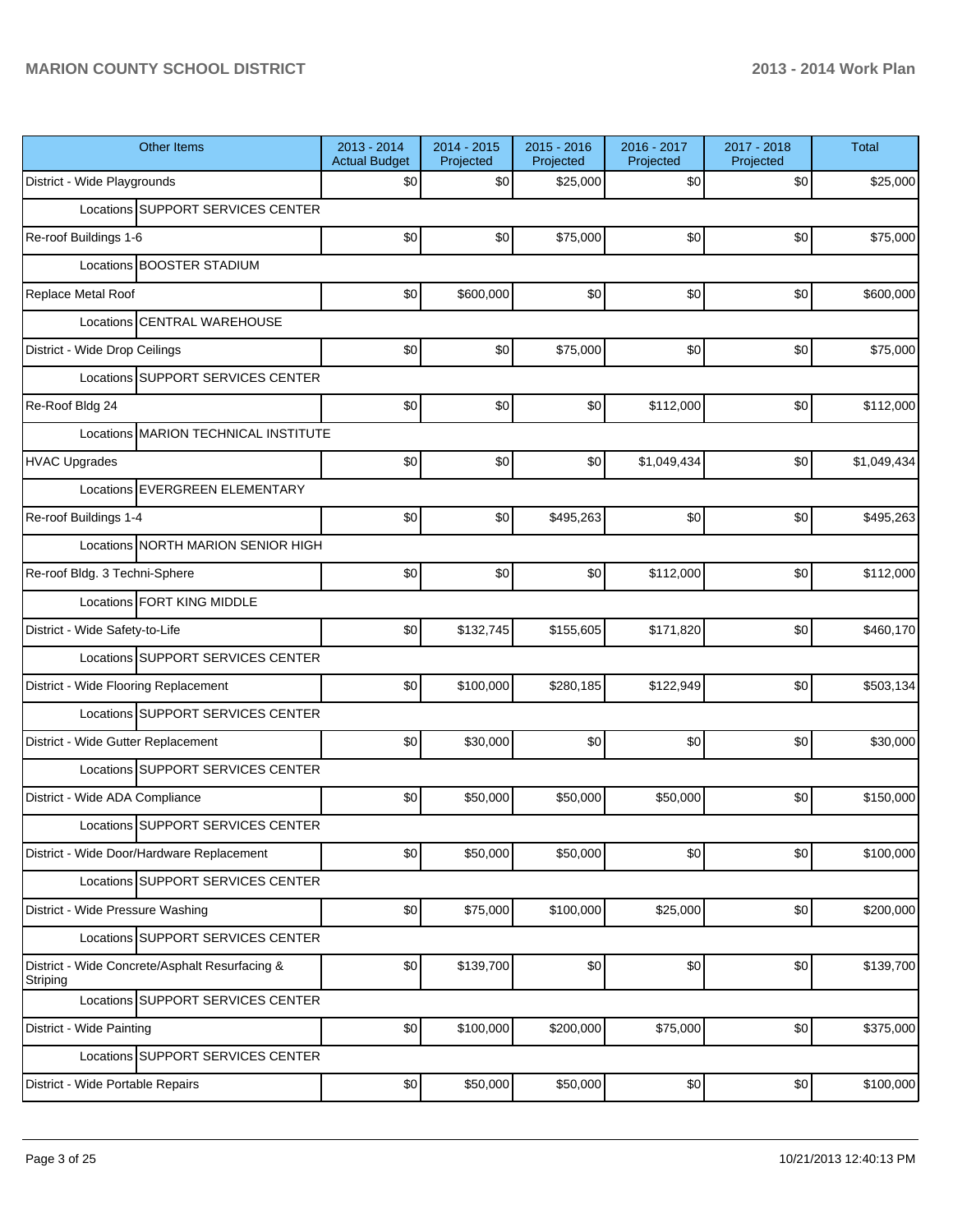| Other Items | 2013 - 2014 Actual Budget | 2014 - 2015 Projected | 2015 - 2016 Projected | 2016 - 2017 Projected | 2017 - 2018 Projected | Total |
|---|---|---|---|---|---|---|
| District - Wide Playgrounds | $0 | $0 | $25,000 | $0 | $0 | $25,000 |
| Locations SUPPORT SERVICES CENTER | | | | | | |
| Re-roof Buildings 1-6 | $0 | $0 | $75,000 | $0 | $0 | $75,000 |
| Locations BOOSTER STADIUM | | | | | | |
| Replace Metal Roof | $0 | $600,000 | $0 | $0 | $0 | $600,000 |
| Locations CENTRAL WAREHOUSE | | | | | | |
| District - Wide Drop Ceilings | $0 | $0 | $75,000 | $0 | $0 | $75,000 |
| Locations SUPPORT SERVICES CENTER | | | | | | |
| Re-Roof Bldg 24 | $0 | $0 | $0 | $112,000 | $0 | $112,000 |
| Locations MARION TECHNICAL INSTITUTE | | | | | | |
| HVAC Upgrades | $0 | $0 | $0 | $1,049,434 | $0 | $1,049,434 |
| Locations EVERGREEN ELEMENTARY | | | | | | |
| Re-roof Buildings 1-4 | $0 | $0 | $495,263 | $0 | $0 | $495,263 |
| Locations NORTH MARION SENIOR HIGH | | | | | | |
| Re-roof Bldg. 3 Techni-Sphere | $0 | $0 | $0 | $112,000 | $0 | $112,000 |
| Locations FORT KING MIDDLE | | | | | | |
| District - Wide Safety-to-Life | $0 | $132,745 | $155,605 | $171,820 | $0 | $460,170 |
| Locations SUPPORT SERVICES CENTER | | | | | | |
| District - Wide Flooring Replacement | $0 | $100,000 | $280,185 | $122,949 | $0 | $503,134 |
| Locations SUPPORT SERVICES CENTER | | | | | | |
| District - Wide Gutter Replacement | $0 | $30,000 | $0 | $0 | $0 | $30,000 |
| Locations SUPPORT SERVICES CENTER | | | | | | |
| District - Wide ADA Compliance | $0 | $50,000 | $50,000 | $50,000 | $0 | $150,000 |
| Locations SUPPORT SERVICES CENTER | | | | | | |
| District - Wide Door/Hardware Replacement | $0 | $50,000 | $50,000 | $0 | $0 | $100,000 |
| Locations SUPPORT SERVICES CENTER | | | | | | |
| District - Wide Pressure Washing | $0 | $75,000 | $100,000 | $25,000 | $0 | $200,000 |
| Locations SUPPORT SERVICES CENTER | | | | | | |
| District - Wide Concrete/Asphalt Resurfacing & Striping | $0 | $139,700 | $0 | $0 | $0 | $139,700 |
| Locations SUPPORT SERVICES CENTER | | | | | | |
| District - Wide Painting | $0 | $100,000 | $200,000 | $75,000 | $0 | $375,000 |
| Locations SUPPORT SERVICES CENTER | | | | | | |
| District - Wide Portable Repairs | $0 | $50,000 | $50,000 | $0 | $0 | $100,000 |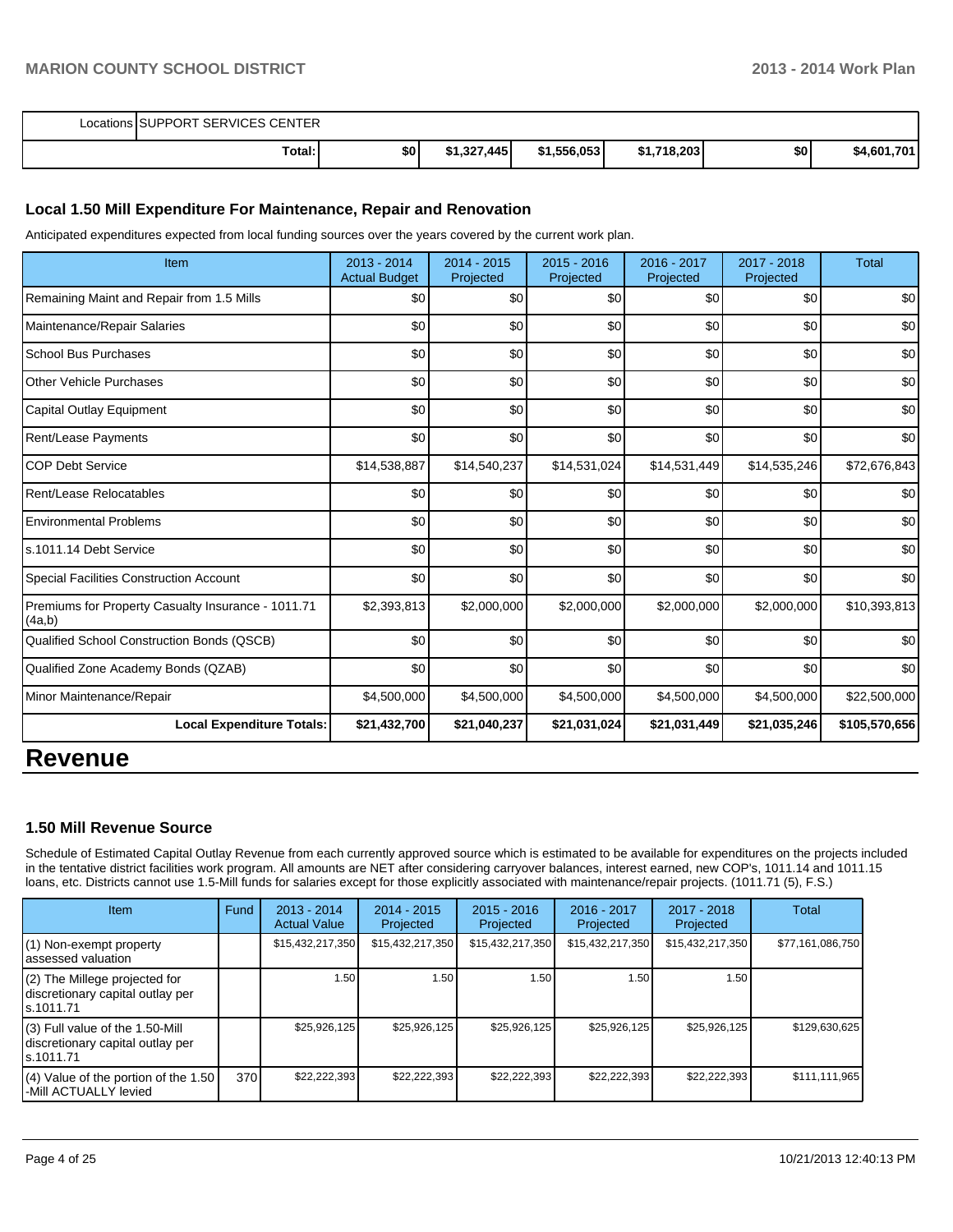| Locations | SUPPORT SERVICES CENTER | | | | | |
|---|---|---|---|---|---|---|
| Total: | $0 | $1,327,445 | $1,556,053 | $1,718,203 | $0 | $4,601,701 |

### Local 1.50 Mill Expenditure For Maintenance, Repair and Renovation

Anticipated expenditures expected from local funding sources over the years covered by the current work plan.

| Item | 2013 - 2014 Actual Budget | 2014 - 2015 Projected | 2015 - 2016 Projected | 2016 - 2017 Projected | 2017 - 2018 Projected | Total |
|---|---|---|---|---|---|---|
| Remaining Maint and Repair from 1.5 Mills | $0 | $0 | $0 | $0 | $0 | $0 |
| Maintenance/Repair Salaries | $0 | $0 | $0 | $0 | $0 | $0 |
| School Bus Purchases | $0 | $0 | $0 | $0 | $0 | $0 |
| Other Vehicle Purchases | $0 | $0 | $0 | $0 | $0 | $0 |
| Capital Outlay Equipment | $0 | $0 | $0 | $0 | $0 | $0 |
| Rent/Lease Payments | $0 | $0 | $0 | $0 | $0 | $0 |
| COP Debt Service | $14,538,887 | $14,540,237 | $14,531,024 | $14,531,449 | $14,535,246 | $72,676,843 |
| Rent/Lease Relocatables | $0 | $0 | $0 | $0 | $0 | $0 |
| Environmental Problems | $0 | $0 | $0 | $0 | $0 | $0 |
| s.1011.14 Debt Service | $0 | $0 | $0 | $0 | $0 | $0 |
| Special Facilities Construction Account | $0 | $0 | $0 | $0 | $0 | $0 |
| Premiums for Property Casualty Insurance - 1011.71 (4a,b) | $2,393,813 | $2,000,000 | $2,000,000 | $2,000,000 | $2,000,000 | $10,393,813 |
| Qualified School Construction Bonds (QSCB) | $0 | $0 | $0 | $0 | $0 | $0 |
| Qualified Zone Academy Bonds (QZAB) | $0 | $0 | $0 | $0 | $0 | $0 |
| Minor Maintenance/Repair | $4,500,000 | $4,500,000 | $4,500,000 | $4,500,000 | $4,500,000 | $22,500,000 |
| **Local Expenditure Totals:** | **$21,432,700** | **$21,040,237** | **$21,031,024** | **$21,031,449** | **$21,035,246** | **$105,570,656** |

# Revenue

### 1.50 Mill Revenue Source

Schedule of Estimated Capital Outlay Revenue from each currently approved source which is estimated to be available for expenditures on the projects included in the tentative district facilities work program. All amounts are NET after considering carryover balances, interest earned, new COP's, 1011.14 and 1011.15 loans, etc. Districts cannot use 1.5-Mill funds for salaries except for those explicitly associated with maintenance/repair projects. (1011.71 (5), F.S.)

| Item | Fund | 2013 - 2014 Actual Value | 2014 - 2015 Projected | 2015 - 2016 Projected | 2016 - 2017 Projected | 2017 - 2018 Projected | Total |
|---|---|---|---|---|---|---|---|
| (1) Non-exempt property assessed valuation | | $15,432,217,350 | $15,432,217,350 | $15,432,217,350 | $15,432,217,350 | $15,432,217,350 | $77,161,086,750 |
| (2) The Millege projected for discretionary capital outlay per s.1011.71 | | 1.50 | 1.50 | 1.50 | 1.50 | 1.50 | |
| (3) Full value of the 1.50-Mill discretionary capital outlay per s.1011.71 | | $25,926,125 | $25,926,125 | $25,926,125 | $25,926,125 | $25,926,125 | $129,630,625 |
| (4) Value of the portion of the 1.50 -Mill ACTUALLY levied | 370 | $22,222,393 | $22,222,393 | $22,222,393 | $22,222,393 | $22,222,393 | $111,111,965 |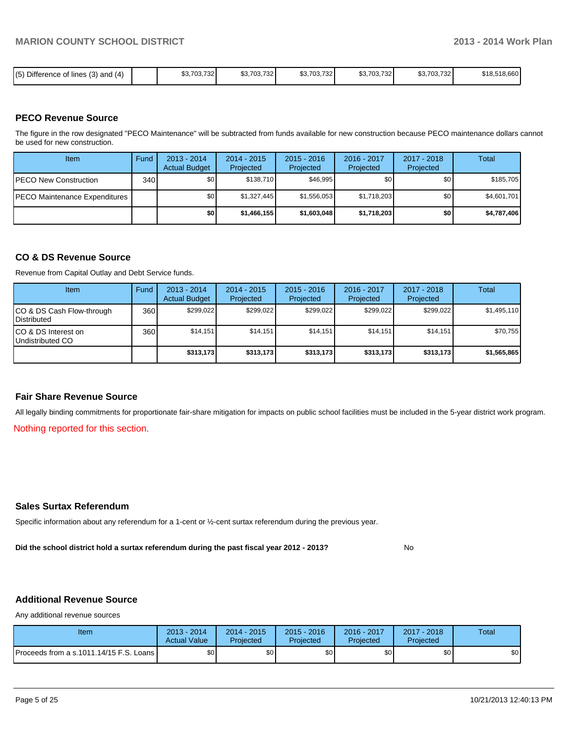| (5) Difference of lines (3) and (4) | | $3,703,732 | $3,703,732 | $3,703,732 | $3,703,732 | $3,703,732 | $18,518,660 |
|---|---|---|---|---|---|---|---|

## PECO Revenue Source

The figure in the row designated "PECO Maintenance" will be subtracted from funds available for new construction because PECO maintenance dollars cannot be used for new construction.

| Item | Fund | 2013 - 2014 Actual Budget | 2014 - 2015 Projected | 2015 - 2016 Projected | 2016 - 2017 Projected | 2017 - 2018 Projected | Total |
|---|---|---|---|---|---|---|---|
| PECO New Construction | 340 | $0 | $138,710 | $46,995 | $0 | $0 | $185,705 |
| PECO Maintenance Expenditures | | $0 | $1,327,445 | $1,556,053 | $1,718,203 | $0 | $4,601,701 |
| | | **$0** | **$1,466,155** | **$1,603,048** | **$1,718,203** | **$0** | **$4,787,406** |

## CO & DS Revenue Source

Revenue from Capital Outlay and Debt Service funds.

| Item | Fund | 2013 - 2014 Actual Budget | 2014 - 2015 Projected | 2015 - 2016 Projected | 2016 - 2017 Projected | 2017 - 2018 Projected | Total |
|---|---|---|---|---|---|---|---|
| CO & DS Cash Flow-through Distributed | 360 | $299,022 | $299,022 | $299,022 | $299,022 | $299,022 | $1,495,110 |
| CO & DS Interest on Undistributed CO | 360 | $14,151 | $14,151 | $14,151 | $14,151 | $14,151 | $70,755 |
| | | **$313,173** | **$313,173** | **$313,173** | **$313,173** | **$313,173** | **$1,565,865** |

## Fair Share Revenue Source

All legally binding commitments for proportionate fair-share mitigation for impacts on public school facilities must be included in the 5-year district work program.

Nothing reported for this section.

## Sales Surtax Referendum

Specific information about any referendum for a 1-cent or ½-cent surtax referendum during the previous year.

**Did the school district hold a surtax referendum during the past fiscal year 2012 - 2013?** No

## Additional Revenue Source

Any additional revenue sources

| Item | 2013 - 2014 Actual Value | 2014 - 2015 Projected | 2015 - 2016 Projected | 2016 - 2017 Projected | 2017 - 2018 Projected | Total |
|---|---|---|---|---|---|---|
| Proceeds from a s.1011.14/15 F.S. Loans | $0 | $0 | $0 | $0 | $0 | $0 |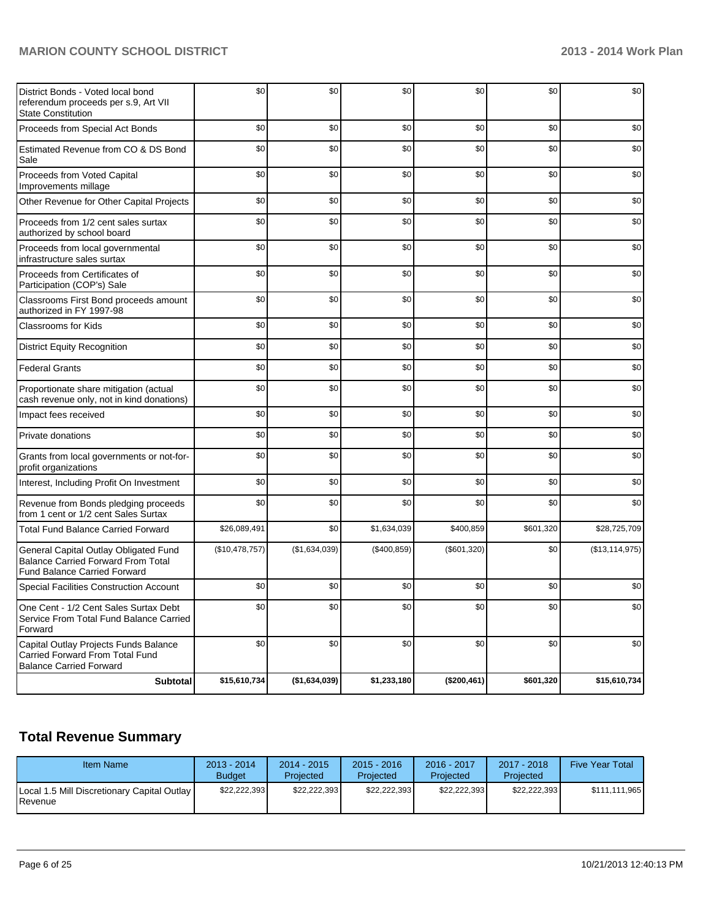| | | | | | | |
|---|---|---|---|---|---|---|
| District Bonds - Voted local bond referendum proceeds per s.9, Art VII State Constitution | $0 | $0 | $0 | $0 | $0 | $0 |
| Proceeds from Special Act Bonds | $0 | $0 | $0 | $0 | $0 | $0 |
| Estimated Revenue from CO & DS Bond Sale | $0 | $0 | $0 | $0 | $0 | $0 |
| Proceeds from Voted Capital Improvements millage | $0 | $0 | $0 | $0 | $0 | $0 |
| Other Revenue for Other Capital Projects | $0 | $0 | $0 | $0 | $0 | $0 |
| Proceeds from 1/2 cent sales surtax authorized by school board | $0 | $0 | $0 | $0 | $0 | $0 |
| Proceeds from local governmental infrastructure sales surtax | $0 | $0 | $0 | $0 | $0 | $0 |
| Proceeds from Certificates of Participation (COP's) Sale | $0 | $0 | $0 | $0 | $0 | $0 |
| Classrooms First Bond proceeds amount authorized in FY 1997-98 | $0 | $0 | $0 | $0 | $0 | $0 |
| Classrooms for Kids | $0 | $0 | $0 | $0 | $0 | $0 |
| District Equity Recognition | $0 | $0 | $0 | $0 | $0 | $0 |
| Federal Grants | $0 | $0 | $0 | $0 | $0 | $0 |
| Proportionate share mitigation (actual cash revenue only, not in kind donations) | $0 | $0 | $0 | $0 | $0 | $0 |
| Impact fees received | $0 | $0 | $0 | $0 | $0 | $0 |
| Private donations | $0 | $0 | $0 | $0 | $0 | $0 |
| Grants from local governments or not-for-profit organizations | $0 | $0 | $0 | $0 | $0 | $0 |
| Interest, Including Profit On Investment | $0 | $0 | $0 | $0 | $0 | $0 |
| Revenue from Bonds pledging proceeds from 1 cent or 1/2 cent Sales Surtax | $0 | $0 | $0 | $0 | $0 | $0 |
| Total Fund Balance Carried Forward | $26,089,491 | $0 | $1,634,039 | $400,859 | $601,320 | $28,725,709 |
| General Capital Outlay Obligated Fund Balance Carried Forward From Total Fund Balance Carried Forward | ($10,478,757) | ($1,634,039) | ($400,859) | ($601,320) | $0 | ($13,114,975) |
| Special Facilities Construction Account | $0 | $0 | $0 | $0 | $0 | $0 |
| One Cent - 1/2 Cent Sales Surtax Debt Service From Total Fund Balance Carried Forward | $0 | $0 | $0 | $0 | $0 | $0 |
| Capital Outlay Projects Funds Balance Carried Forward From Total Fund Balance Carried Forward | $0 | $0 | $0 | $0 | $0 | $0 |
| **Subtotal** | **$15,610,734** | **($1,634,039)** | **$1,233,180** | **($200,461)** | **$601,320** | **$15,610,734** |

## Total Revenue Summary

| Item Name | 2013 - 2014 Budget | 2014 - 2015 Projected | 2015 - 2016 Projected | 2016 - 2017 Projected | 2017 - 2018 Projected | Five Year Total |
|---|---|---|---|---|---|---|
| Local 1.5 Mill Discretionary Capital Outlay Revenue | $22,222,393 | $22,222,393 | $22,222,393 | $22,222,393 | $22,222,393 | $111,111,965 |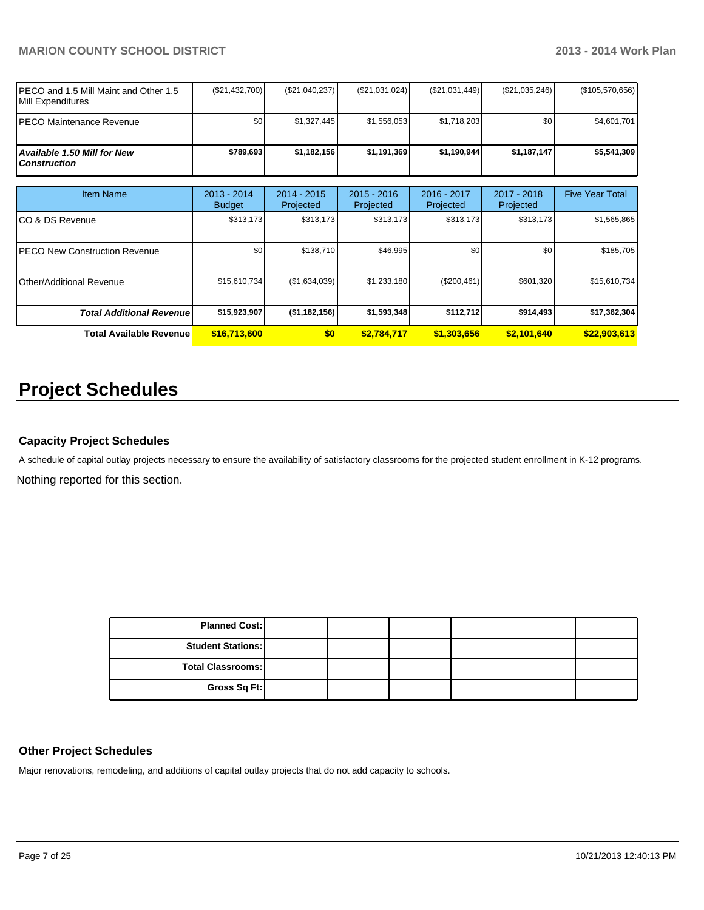| | | | | | | |
|---|---|---|---|---|---|---|
| PECO and 1.5 Mill Maint and Other 1.5 Mill Expenditures | ($21,432,700) | ($21,040,237) | ($21,031,024) | ($21,031,449) | ($21,035,246) | ($105,570,656) |
| PECO Maintenance Revenue | $0 | $1,327,445 | $1,556,053 | $1,718,203 | $0 | $4,601,701 |
| ***Available 1.50 Mill for New Construction*** | **$789,693** | **$1,182,156** | **$1,191,369** | **$1,190,944** | **$1,187,147** | **$5,541,309** |

| Item Name | 2013 - 2014 Budget | 2014 - 2015 Projected | 2015 - 2016 Projected | 2016 - 2017 Projected | 2017 - 2018 Projected | Five Year Total |
|---|---|---|---|---|---|---|
| CO & DS Revenue | $313,173 | $313,173 | $313,173 | $313,173 | $313,173 | $1,565,865 |
| PECO New Construction Revenue | $0 | $138,710 | $46,995 | $0 | $0 | $185,705 |
| Other/Additional Revenue | $15,610,734 | ($1,634,039) | $1,233,180 | ($200,461) | $601,320 | $15,610,734 |
| ***Total Additional Revenue*** | **$15,923,907** | **($1,182,156)** | **$1,593,348** | **$112,712** | **$914,493** | **$17,362,304** |
| **Total Available Revenue** | **$16,713,600** | **$0** | **$2,784,717** | **$1,303,656** | **$2,101,640** | **$22,903,613** |

# Project Schedules

### Capacity Project Schedules

A schedule of capital outlay projects necessary to ensure the availability of satisfactory classrooms for the projected student enrollment in K-12 programs.

Nothing reported for this section.

| | | | | | | |
|---|---|---|---|---|---|---|
| **Planned Cost:** | | | | | | |
| **Student Stations:** | | | | | | |
| **Total Classrooms:** | | | | | | |
| **Gross Sq Ft:** | | | | | | |

### Other Project Schedules

Major renovations, remodeling, and additions of capital outlay projects that do not add capacity to schools.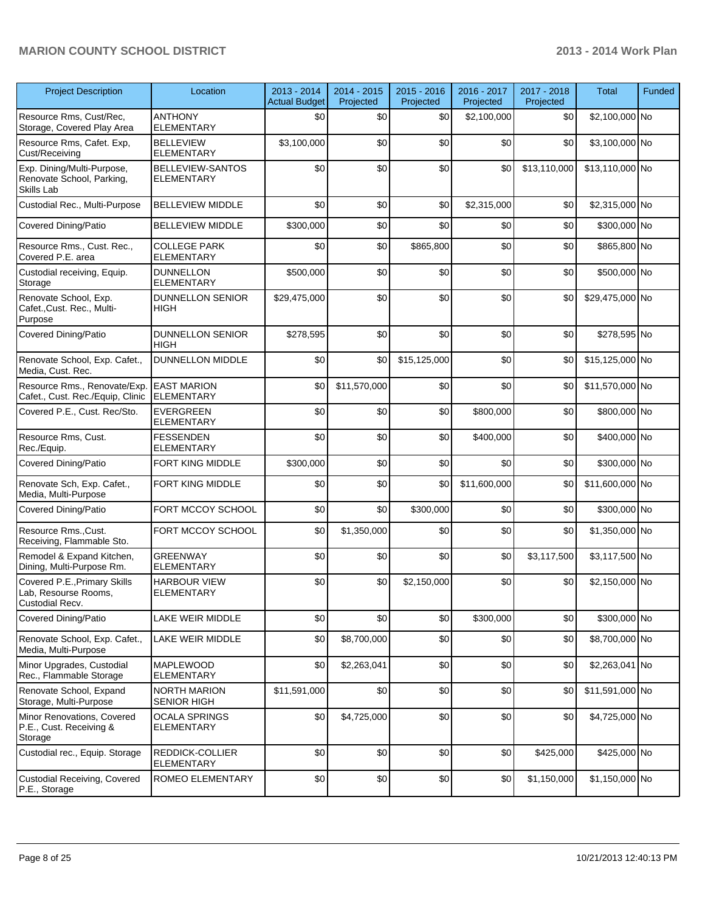| Project Description | Location | 2013 - 2014 Actual Budget | 2014 - 2015 Projected | 2015 - 2016 Projected | 2016 - 2017 Projected | 2017 - 2018 Projected | Total | Funded |
|---|---|---|---|---|---|---|---|---|
| Resource Rms, Cust/Rec, Storage, Covered Play Area | ANTHONY ELEMENTARY | $0 | $0 | $0 | $2,100,000 | $0 | $2,100,000 | No |
| Resource Rms, Cafet. Exp, Cust/Receiving | BELLEVIEW ELEMENTARY | $3,100,000 | $0 | $0 | $0 | $0 | $3,100,000 | No |
| Exp. Dining/Multi-Purpose, Renovate School, Parking, Skills Lab | BELLEVIEW-SANTOS ELEMENTARY | $0 | $0 | $0 | $0 | $13,110,000 | $13,110,000 | No |
| Custodial Rec., Multi-Purpose | BELLEVIEW MIDDLE | $0 | $0 | $0 | $2,315,000 | $0 | $2,315,000 | No |
| Covered Dining/Patio | BELLEVIEW MIDDLE | $300,000 | $0 | $0 | $0 | $0 | $300,000 | No |
| Resource Rms., Cust. Rec., Covered P.E. area | COLLEGE PARK ELEMENTARY | $0 | $0 | $865,800 | $0 | $0 | $865,800 | No |
| Custodial receiving, Equip. Storage | DUNNELLON ELEMENTARY | $500,000 | $0 | $0 | $0 | $0 | $500,000 | No |
| Renovate School, Exp. Cafet.,Cust. Rec., Multi-Purpose | DUNNELLON SENIOR HIGH | $29,475,000 | $0 | $0 | $0 | $0 | $29,475,000 | No |
| Covered Dining/Patio | DUNNELLON SENIOR HIGH | $278,595 | $0 | $0 | $0 | $0 | $278,595 | No |
| Renovate School, Exp. Cafet., Media, Cust. Rec. | DUNNELLON MIDDLE | $0 | $0 | $15,125,000 | $0 | $0 | $15,125,000 | No |
| Resource Rms., Renovate/Exp. Cafet., Cust. Rec./Equip, Clinic | EAST MARION ELEMENTARY | $0 | $11,570,000 | $0 | $0 | $0 | $11,570,000 | No |
| Covered P.E., Cust. Rec/Sto. | EVERGREEN ELEMENTARY | $0 | $0 | $0 | $800,000 | $0 | $800,000 | No |
| Resource Rms, Cust. Rec./Equip. | FESSENDEN ELEMENTARY | $0 | $0 | $0 | $400,000 | $0 | $400,000 | No |
| Covered Dining/Patio | FORT KING MIDDLE | $300,000 | $0 | $0 | $0 | $0 | $300,000 | No |
| Renovate Sch, Exp. Cafet., Media, Multi-Purpose | FORT KING MIDDLE | $0 | $0 | $0 | $11,600,000 | $0 | $11,600,000 | No |
| Covered Dining/Patio | FORT MCCOY SCHOOL | $0 | $0 | $300,000 | $0 | $0 | $300,000 | No |
| Resource Rms.,Cust. Receiving, Flammable Sto. | FORT MCCOY SCHOOL | $0 | $1,350,000 | $0 | $0 | $0 | $1,350,000 | No |
| Remodel & Expand Kitchen, Dining, Multi-Purpose Rm. | GREENWAY ELEMENTARY | $0 | $0 | $0 | $0 | $3,117,500 | $3,117,500 | No |
| Covered P.E.,Primary Skills Lab, Resourse Rooms, Custodial Recv. | HARBOUR VIEW ELEMENTARY | $0 | $0 | $2,150,000 | $0 | $0 | $2,150,000 | No |
| Covered Dining/Patio | LAKE WEIR MIDDLE | $0 | $0 | $0 | $300,000 | $0 | $300,000 | No |
| Renovate School, Exp. Cafet., Media, Multi-Purpose | LAKE WEIR MIDDLE | $0 | $8,700,000 | $0 | $0 | $0 | $8,700,000 | No |
| Minor Upgrades, Custodial Rec., Flammable Storage | MAPLEWOOD ELEMENTARY | $0 | $2,263,041 | $0 | $0 | $0 | $2,263,041 | No |
| Renovate School, Expand Storage, Multi-Purpose | NORTH MARION SENIOR HIGH | $11,591,000 | $0 | $0 | $0 | $0 | $11,591,000 | No |
| Minor Renovations, Covered P.E., Cust. Receiving & Storage | OCALA SPRINGS ELEMENTARY | $0 | $4,725,000 | $0 | $0 | $0 | $4,725,000 | No |
| Custodial rec., Equip. Storage | REDDICK-COLLIER ELEMENTARY | $0 | $0 | $0 | $0 | $425,000 | $425,000 | No |
| Custodial Receiving, Covered P.E., Storage | ROMEO ELEMENTARY | $0 | $0 | $0 | $0 | $1,150,000 | $1,150,000 | No |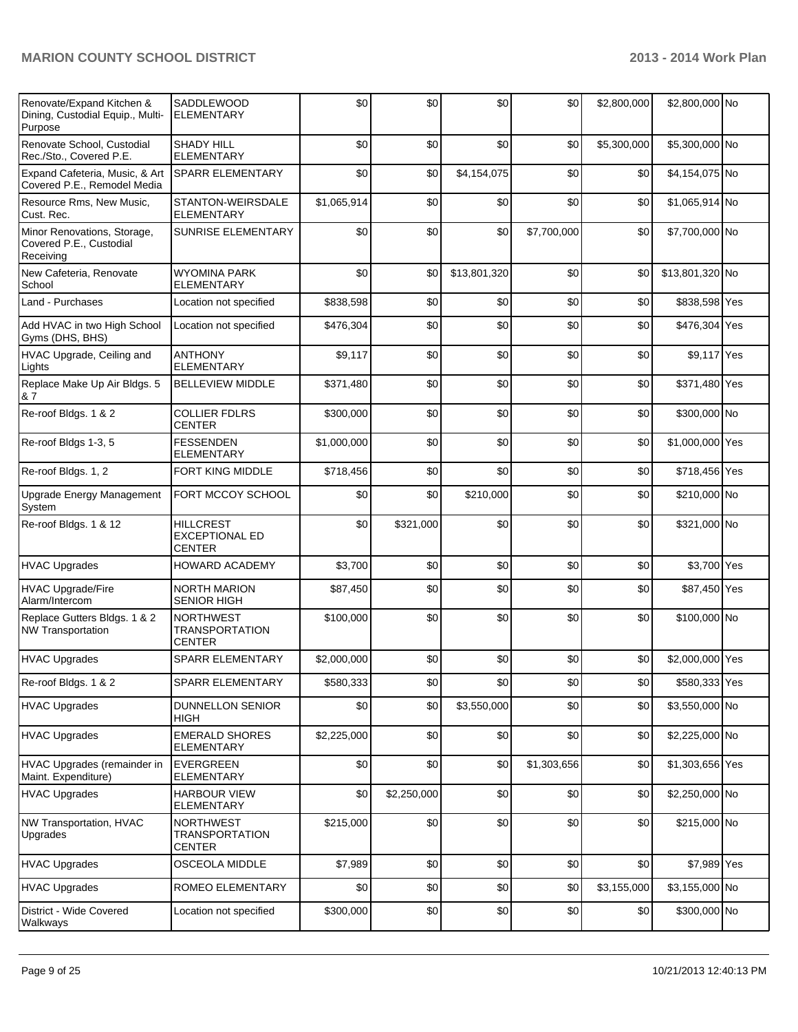| | | | | | | | | |
|---|---|---|---|---|---|---|---|---|
| Renovate/Expand Kitchen & Dining, Custodial Equip., Multi-Purpose | SADDLEWOOD ELEMENTARY | $0 | $0 | $0 | $0 | $2,800,000 | $2,800,000 | No |
| Renovate School, Custodial Rec./Sto., Covered P.E. | SHADY HILL ELEMENTARY | $0 | $0 | $0 | $0 | $5,300,000 | $5,300,000 | No |
| Expand Cafeteria, Music, & Art Covered P.E., Remodel Media | SPARR ELEMENTARY | $0 | $0 | $4,154,075 | $0 | $0 | $4,154,075 | No |
| Resource Rms, New Music, Cust. Rec. | STANTON-WEIRSDALE ELEMENTARY | $1,065,914 | $0 | $0 | $0 | $0 | $1,065,914 | No |
| Minor Renovations, Storage, Covered P.E., Custodial Receiving | SUNRISE ELEMENTARY | $0 | $0 | $0 | $7,700,000 | $0 | $7,700,000 | No |
| New Cafeteria, Renovate School | WYOMINA PARK ELEMENTARY | $0 | $0 | $13,801,320 | $0 | $0 | $13,801,320 | No |
| Land - Purchases | Location not specified | $838,598 | $0 | $0 | $0 | $0 | $838,598 | Yes |
| Add HVAC in two High School Gyms (DHS, BHS) | Location not specified | $476,304 | $0 | $0 | $0 | $0 | $476,304 | Yes |
| HVAC Upgrade, Ceiling and Lights | ANTHONY ELEMENTARY | $9,117 | $0 | $0 | $0 | $0 | $9,117 | Yes |
| Replace Make Up Air Bldgs. 5 & 7 | BELLEVIEW MIDDLE | $371,480 | $0 | $0 | $0 | $0 | $371,480 | Yes |
| Re-roof Bldgs. 1 & 2 | COLLIER FDLRS CENTER | $300,000 | $0 | $0 | $0 | $0 | $300,000 | No |
| Re-roof Bldgs 1-3, 5 | FESSENDEN ELEMENTARY | $1,000,000 | $0 | $0 | $0 | $0 | $1,000,000 | Yes |
| Re-roof Bldgs. 1, 2 | FORT KING MIDDLE | $718,456 | $0 | $0 | $0 | $0 | $718,456 | Yes |
| Upgrade Energy Management System | FORT MCCOY SCHOOL | $0 | $0 | $210,000 | $0 | $0 | $210,000 | No |
| Re-roof Bldgs. 1 & 12 | HILLCREST EXCEPTIONAL ED CENTER | $0 | $321,000 | $0 | $0 | $0 | $321,000 | No |
| HVAC Upgrades | HOWARD ACADEMY | $3,700 | $0 | $0 | $0 | $0 | $3,700 | Yes |
| HVAC Upgrade/Fire Alarm/Intercom | NORTH MARION SENIOR HIGH | $87,450 | $0 | $0 | $0 | $0 | $87,450 | Yes |
| Replace Gutters Bldgs. 1 & 2 NW Transportation | NORTHWEST TRANSPORTATION CENTER | $100,000 | $0 | $0 | $0 | $0 | $100,000 | No |
| HVAC Upgrades | SPARR ELEMENTARY | $2,000,000 | $0 | $0 | $0 | $0 | $2,000,000 | Yes |
| Re-roof Bldgs. 1 & 2 | SPARR ELEMENTARY | $580,333 | $0 | $0 | $0 | $0 | $580,333 | Yes |
| HVAC Upgrades | DUNNELLON SENIOR HIGH | $0 | $0 | $3,550,000 | $0 | $0 | $3,550,000 | No |
| HVAC Upgrades | EMERALD SHORES ELEMENTARY | $2,225,000 | $0 | $0 | $0 | $0 | $2,225,000 | No |
| HVAC Upgrades (remainder in Maint. Expenditure) | EVERGREEN ELEMENTARY | $0 | $0 | $0 | $1,303,656 | $0 | $1,303,656 | Yes |
| HVAC Upgrades | HARBOUR VIEW ELEMENTARY | $0 | $2,250,000 | $0 | $0 | $0 | $2,250,000 | No |
| NW Transportation, HVAC Upgrades | NORTHWEST TRANSPORTATION CENTER | $215,000 | $0 | $0 | $0 | $0 | $215,000 | No |
| HVAC Upgrades | OSCEOLA MIDDLE | $7,989 | $0 | $0 | $0 | $0 | $7,989 | Yes |
| HVAC Upgrades | ROMEO ELEMENTARY | $0 | $0 | $0 | $0 | $3,155,000 | $3,155,000 | No |
| District - Wide Covered Walkways | Location not specified | $300,000 | $0 | $0 | $0 | $0 | $300,000 | No |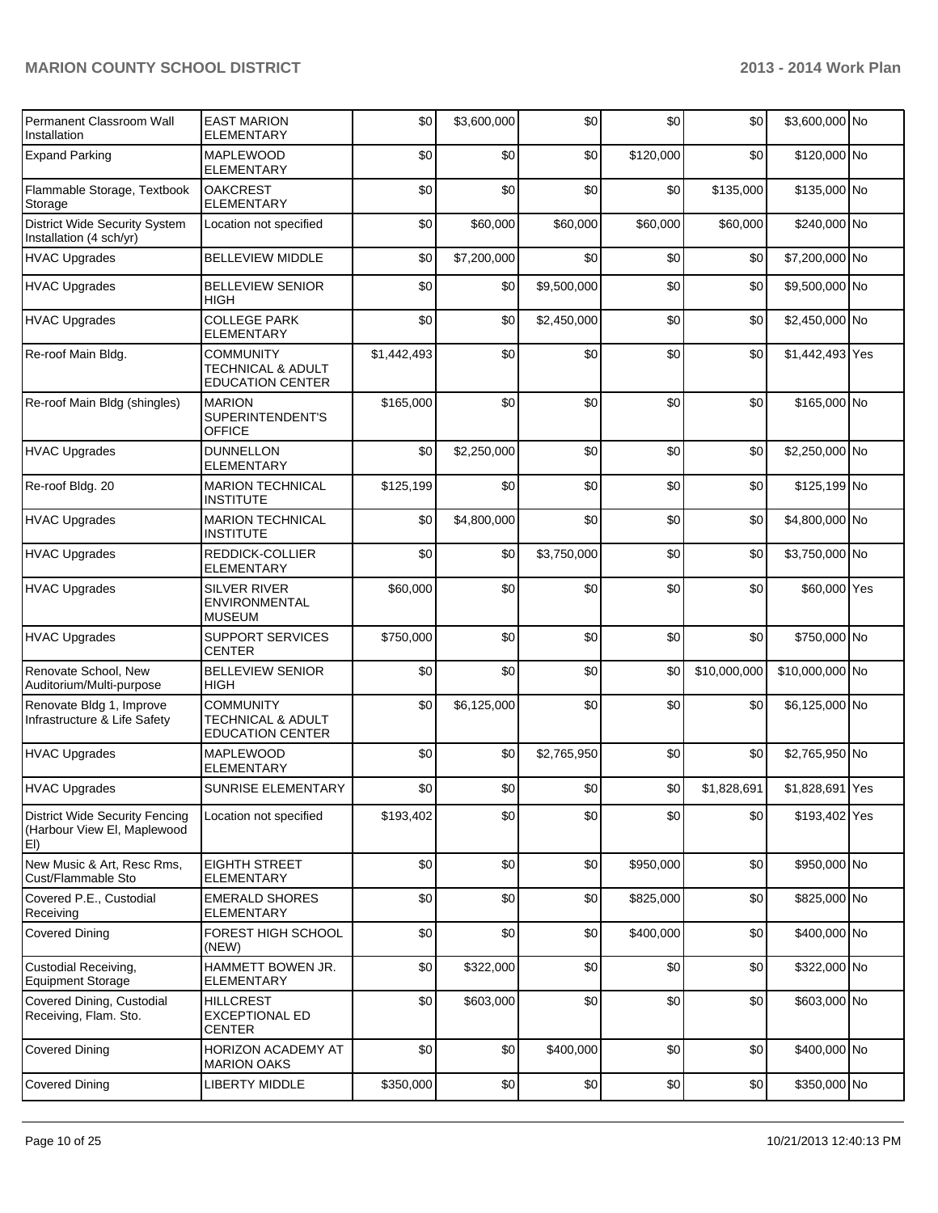| | | | | | | | | |
|---|---|---|---|---|---|---|---|---|
| Permanent Classroom Wall Installation | EAST MARION ELEMENTARY | $0 | $3,600,000 | $0 | $0 | $0 | $3,600,000 | No |
| Expand Parking | MAPLEWOOD ELEMENTARY | $0 | $0 | $0 | $120,000 | $0 | $120,000 | No |
| Flammable Storage, Textbook Storage | OAKCREST ELEMENTARY | $0 | $0 | $0 | $0 | $135,000 | $135,000 | No |
| District Wide Security System Installation (4 sch/yr) | Location not specified | $0 | $60,000 | $60,000 | $60,000 | $60,000 | $240,000 | No |
| HVAC Upgrades | BELLEVIEW MIDDLE | $0 | $7,200,000 | $0 | $0 | $0 | $7,200,000 | No |
| HVAC Upgrades | BELLEVIEW SENIOR HIGH | $0 | $0 | $9,500,000 | $0 | $0 | $9,500,000 | No |
| HVAC Upgrades | COLLEGE PARK ELEMENTARY | $0 | $0 | $2,450,000 | $0 | $0 | $2,450,000 | No |
| Re-roof Main Bldg. | COMMUNITY TECHNICAL & ADULT EDUCATION CENTER | $1,442,493 | $0 | $0 | $0 | $0 | $1,442,493 | Yes |
| Re-roof Main Bldg (shingles) | MARION SUPERINTENDENT'S OFFICE | $165,000 | $0 | $0 | $0 | $0 | $165,000 | No |
| HVAC Upgrades | DUNNELLON ELEMENTARY | $0 | $2,250,000 | $0 | $0 | $0 | $2,250,000 | No |
| Re-roof Bldg. 20 | MARION TECHNICAL INSTITUTE | $125,199 | $0 | $0 | $0 | $0 | $125,199 | No |
| HVAC Upgrades | MARION TECHNICAL INSTITUTE | $0 | $4,800,000 | $0 | $0 | $0 | $4,800,000 | No |
| HVAC Upgrades | REDDICK-COLLIER ELEMENTARY | $0 | $0 | $3,750,000 | $0 | $0 | $3,750,000 | No |
| HVAC Upgrades | SILVER RIVER ENVIRONMENTAL MUSEUM | $60,000 | $0 | $0 | $0 | $0 | $60,000 | Yes |
| HVAC Upgrades | SUPPORT SERVICES CENTER | $750,000 | $0 | $0 | $0 | $0 | $750,000 | No |
| Renovate School, New Auditorium/Multi-purpose | BELLEVIEW SENIOR HIGH | $0 | $0 | $0 | $0 | $10,000,000 | $10,000,000 | No |
| Renovate Bldg 1, Improve Infrastructure & Life Safety | COMMUNITY TECHNICAL & ADULT EDUCATION CENTER | $0 | $6,125,000 | $0 | $0 | $0 | $6,125,000 | No |
| HVAC Upgrades | MAPLEWOOD ELEMENTARY | $0 | $0 | $2,765,950 | $0 | $0 | $2,765,950 | No |
| HVAC Upgrades | SUNRISE ELEMENTARY | $0 | $0 | $0 | $0 | $1,828,691 | $1,828,691 | Yes |
| District Wide Security Fencing (Harbour View El, Maplewood El) | Location not specified | $193,402 | $0 | $0 | $0 | $0 | $193,402 | Yes |
| New Music & Art, Resc Rms, Cust/Flammable Sto | EIGHTH STREET ELEMENTARY | $0 | $0 | $0 | $950,000 | $0 | $950,000 | No |
| Covered P.E., Custodial Receiving | EMERALD SHORES ELEMENTARY | $0 | $0 | $0 | $825,000 | $0 | $825,000 | No |
| Covered Dining | FOREST HIGH SCHOOL (NEW) | $0 | $0 | $0 | $400,000 | $0 | $400,000 | No |
| Custodial Receiving, Equipment Storage | HAMMETT BOWEN JR. ELEMENTARY | $0 | $322,000 | $0 | $0 | $0 | $322,000 | No |
| Covered Dining, Custodial Receiving, Flam. Sto. | HILLCREST EXCEPTIONAL ED CENTER | $0 | $603,000 | $0 | $0 | $0 | $603,000 | No |
| Covered Dining | HORIZON ACADEMY AT MARION OAKS | $0 | $0 | $400,000 | $0 | $0 | $400,000 | No |
| Covered Dining | LIBERTY MIDDLE | $350,000 | $0 | $0 | $0 | $0 | $350,000 | No |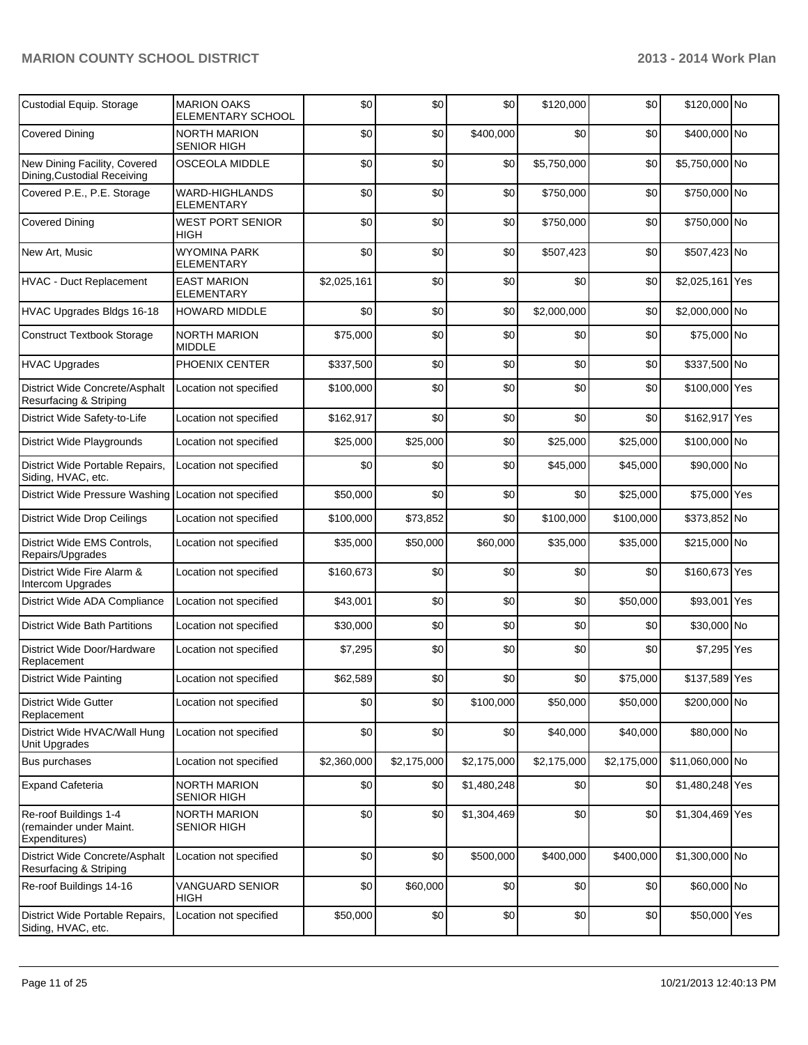| | | | | | | | | |
|---|---|---|---|---|---|---|---|---|
| Custodial Equip. Storage | MARION OAKS ELEMENTARY SCHOOL | $0 | $0 | $0 | $120,000 | $0 | $120,000 | No |
| Covered Dining | NORTH MARION SENIOR HIGH | $0 | $0 | $400,000 | $0 | $0 | $400,000 | No |
| New Dining Facility, Covered Dining,Custodial Receiving | OSCEOLA MIDDLE | $0 | $0 | $0 | $5,750,000 | $0 | $5,750,000 | No |
| Covered P.E., P.E. Storage | WARD-HIGHLANDS ELEMENTARY | $0 | $0 | $0 | $750,000 | $0 | $750,000 | No |
| Covered Dining | WEST PORT SENIOR HIGH | $0 | $0 | $0 | $750,000 | $0 | $750,000 | No |
| New Art, Music | WYOMINA PARK ELEMENTARY | $0 | $0 | $0 | $507,423 | $0 | $507,423 | No |
| HVAC - Duct Replacement | EAST MARION ELEMENTARY | $2,025,161 | $0 | $0 | $0 | $0 | $2,025,161 | Yes |
| HVAC Upgrades Bldgs 16-18 | HOWARD MIDDLE | $0 | $0 | $0 | $2,000,000 | $0 | $2,000,000 | No |
| Construct Textbook Storage | NORTH MARION MIDDLE | $75,000 | $0 | $0 | $0 | $0 | $75,000 | No |
| HVAC Upgrades | PHOENIX CENTER | $337,500 | $0 | $0 | $0 | $0 | $337,500 | No |
| District Wide Concrete/Asphalt Resurfacing & Striping | Location not specified | $100,000 | $0 | $0 | $0 | $0 | $100,000 | Yes |
| District Wide Safety-to-Life | Location not specified | $162,917 | $0 | $0 | $0 | $0 | $162,917 | Yes |
| District Wide Playgrounds | Location not specified | $25,000 | $25,000 | $0 | $25,000 | $25,000 | $100,000 | No |
| District Wide Portable Repairs, Siding, HVAC, etc. | Location not specified | $0 | $0 | $0 | $45,000 | $45,000 | $90,000 | No |
| District Wide Pressure Washing | Location not specified | $50,000 | $0 | $0 | $0 | $25,000 | $75,000 | Yes |
| District Wide Drop Ceilings | Location not specified | $100,000 | $73,852 | $0 | $100,000 | $100,000 | $373,852 | No |
| District Wide EMS Controls, Repairs/Upgrades | Location not specified | $35,000 | $50,000 | $60,000 | $35,000 | $35,000 | $215,000 | No |
| District Wide Fire Alarm & Intercom Upgrades | Location not specified | $160,673 | $0 | $0 | $0 | $0 | $160,673 | Yes |
| District Wide ADA Compliance | Location not specified | $43,001 | $0 | $0 | $0 | $50,000 | $93,001 | Yes |
| District Wide Bath Partitions | Location not specified | $30,000 | $0 | $0 | $0 | $0 | $30,000 | No |
| District Wide Door/Hardware Replacement | Location not specified | $7,295 | $0 | $0 | $0 | $0 | $7,295 | Yes |
| District Wide Painting | Location not specified | $62,589 | $0 | $0 | $0 | $75,000 | $137,589 | Yes |
| District Wide Gutter Replacement | Location not specified | $0 | $0 | $100,000 | $50,000 | $50,000 | $200,000 | No |
| District Wide HVAC/Wall Hung Unit Upgrades | Location not specified | $0 | $0 | $0 | $40,000 | $40,000 | $80,000 | No |
| Bus purchases | Location not specified | $2,360,000 | $2,175,000 | $2,175,000 | $2,175,000 | $2,175,000 | $11,060,000 | No |
| Expand Cafeteria | NORTH MARION SENIOR HIGH | $0 | $0 | $1,480,248 | $0 | $0 | $1,480,248 | Yes |
| Re-roof Buildings 1-4 (remainder under Maint. Expenditures) | NORTH MARION SENIOR HIGH | $0 | $0 | $1,304,469 | $0 | $0 | $1,304,469 | Yes |
| District Wide Concrete/Asphalt Resurfacing & Striping | Location not specified | $0 | $0 | $500,000 | $400,000 | $400,000 | $1,300,000 | No |
| Re-roof Buildings 14-16 | VANGUARD SENIOR HIGH | $0 | $60,000 | $0 | $0 | $0 | $60,000 | No |
| District Wide Portable Repairs, Siding, HVAC, etc. | Location not specified | $50,000 | $0 | $0 | $0 | $0 | $50,000 | Yes |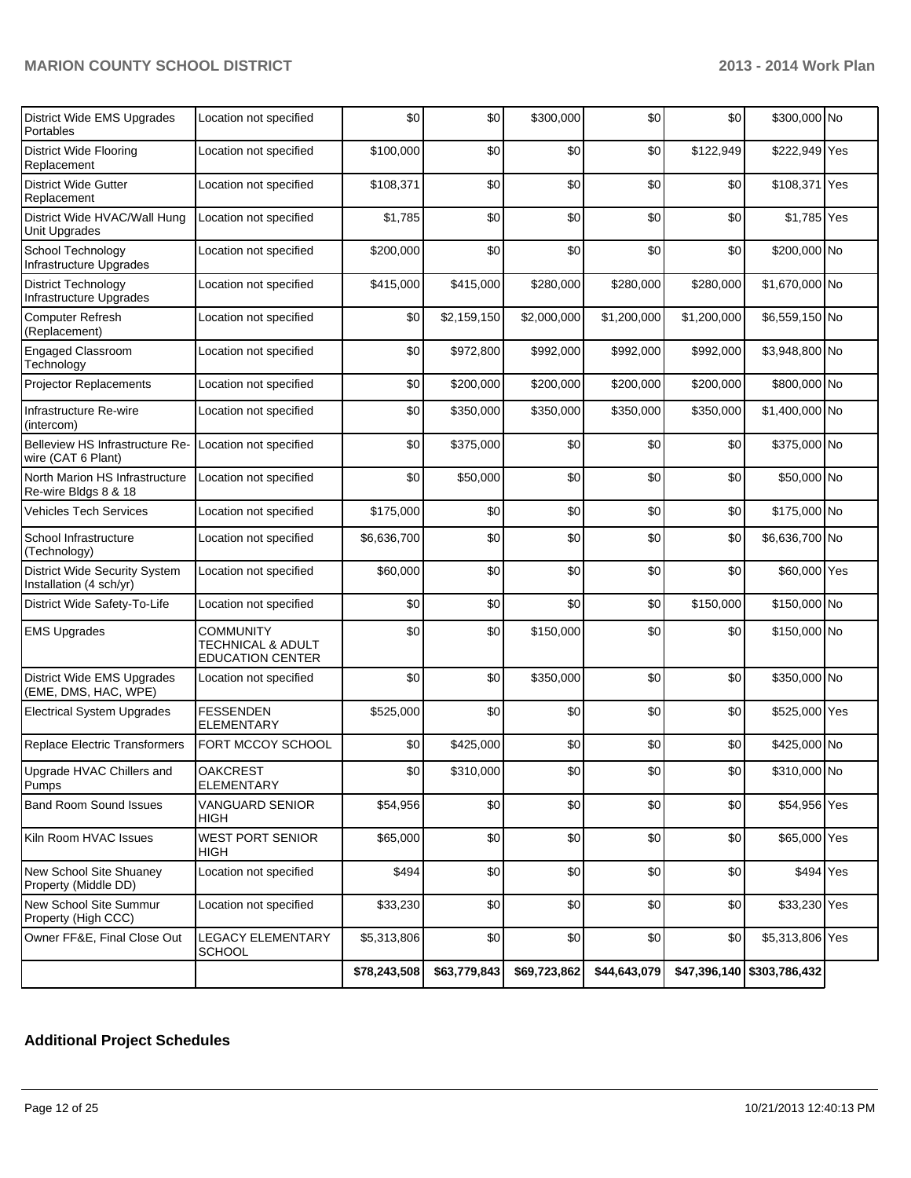| | | | | | | | | |
|---|---|---|---|---|---|---|---|---|
| District Wide EMS Upgrades Portables | Location not specified | $0 | $0 | $300,000 | $0 | $0 | $300,000 | No |
| District Wide Flooring Replacement | Location not specified | $100,000 | $0 | $0 | $0 | $122,949 | $222,949 | Yes |
| District Wide Gutter Replacement | Location not specified | $108,371 | $0 | $0 | $0 | $0 | $108,371 | Yes |
| District Wide HVAC/Wall Hung Unit Upgrades | Location not specified | $1,785 | $0 | $0 | $0 | $0 | $1,785 | Yes |
| School Technology Infrastructure Upgrades | Location not specified | $200,000 | $0 | $0 | $0 | $0 | $200,000 | No |
| District Technology Infrastructure Upgrades | Location not specified | $415,000 | $415,000 | $280,000 | $280,000 | $280,000 | $1,670,000 | No |
| Computer Refresh (Replacement) | Location not specified | $0 | $2,159,150 | $2,000,000 | $1,200,000 | $1,200,000 | $6,559,150 | No |
| Engaged Classroom Technology | Location not specified | $0 | $972,800 | $992,000 | $992,000 | $992,000 | $3,948,800 | No |
| Projector Replacements | Location not specified | $0 | $200,000 | $200,000 | $200,000 | $200,000 | $800,000 | No |
| Infrastructure Re-wire (intercom) | Location not specified | $0 | $350,000 | $350,000 | $350,000 | $350,000 | $1,400,000 | No |
| Belleview HS Infrastructure Re-wire (CAT 6 Plant) | Location not specified | $0 | $375,000 | $0 | $0 | $0 | $375,000 | No |
| North Marion HS Infrastructure Re-wire Bldgs 8 & 18 | Location not specified | $0 | $50,000 | $0 | $0 | $0 | $50,000 | No |
| Vehicles Tech Services | Location not specified | $175,000 | $0 | $0 | $0 | $0 | $175,000 | No |
| School Infrastructure (Technology) | Location not specified | $6,636,700 | $0 | $0 | $0 | $0 | $6,636,700 | No |
| District Wide Security System Installation (4 sch/yr) | Location not specified | $60,000 | $0 | $0 | $0 | $0 | $60,000 | Yes |
| District Wide Safety-To-Life | Location not specified | $0 | $0 | $0 | $0 | $150,000 | $150,000 | No |
| EMS Upgrades | COMMUNITY TECHNICAL & ADULT EDUCATION CENTER | $0 | $0 | $150,000 | $0 | $0 | $150,000 | No |
| District Wide EMS Upgrades (EME, DMS, HAC, WPE) | Location not specified | $0 | $0 | $350,000 | $0 | $0 | $350,000 | No |
| Electrical System Upgrades | FESSENDEN ELEMENTARY | $525,000 | $0 | $0 | $0 | $0 | $525,000 | Yes |
| Replace Electric Transformers | FORT MCCOY SCHOOL | $0 | $425,000 | $0 | $0 | $0 | $425,000 | No |
| Upgrade HVAC Chillers and Pumps | OAKCREST ELEMENTARY | $0 | $310,000 | $0 | $0 | $0 | $310,000 | No |
| Band Room Sound Issues | VANGUARD SENIOR HIGH | $54,956 | $0 | $0 | $0 | $0 | $54,956 | Yes |
| Kiln Room HVAC Issues | WEST PORT SENIOR HIGH | $65,000 | $0 | $0 | $0 | $0 | $65,000 | Yes |
| New School Site Shuaney Property (Middle DD) | Location not specified | $494 | $0 | $0 | $0 | $0 | $494 | Yes |
| New School Site Summur Property (High CCC) | Location not specified | $33,230 | $0 | $0 | $0 | $0 | $33,230 | Yes |
| Owner FF&E, Final Close Out | LEGACY ELEMENTARY SCHOOL | $5,313,806 | $0 | $0 | $0 | $0 | $5,313,806 | Yes |
| | | $78,243,508 | $63,779,843 | $69,723,862 | $44,643,079 | $47,396,140 | $303,786,432 | |

## Additional Project Schedules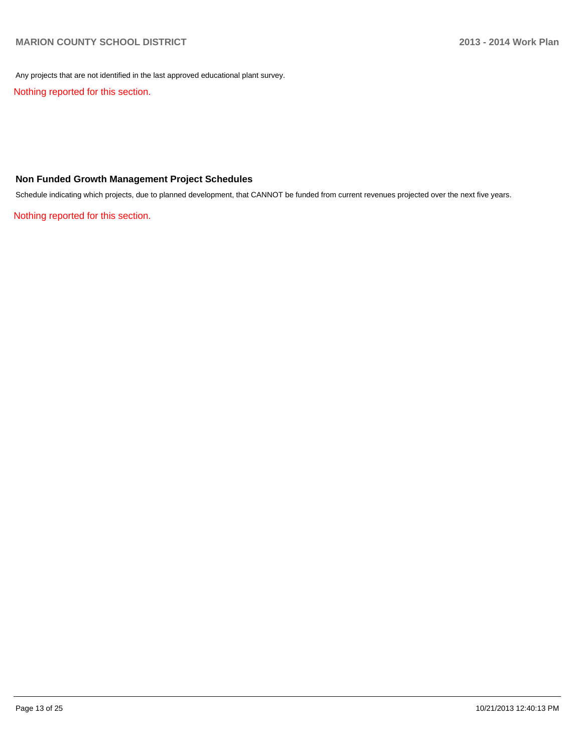Any projects that are not identified in the last approved educational plant survey.

Nothing reported for this section.

### Non Funded Growth Management Project Schedules

Schedule indicating which projects, due to planned development, that CANNOT be funded from current revenues projected over the next five years.

Nothing reported for this section.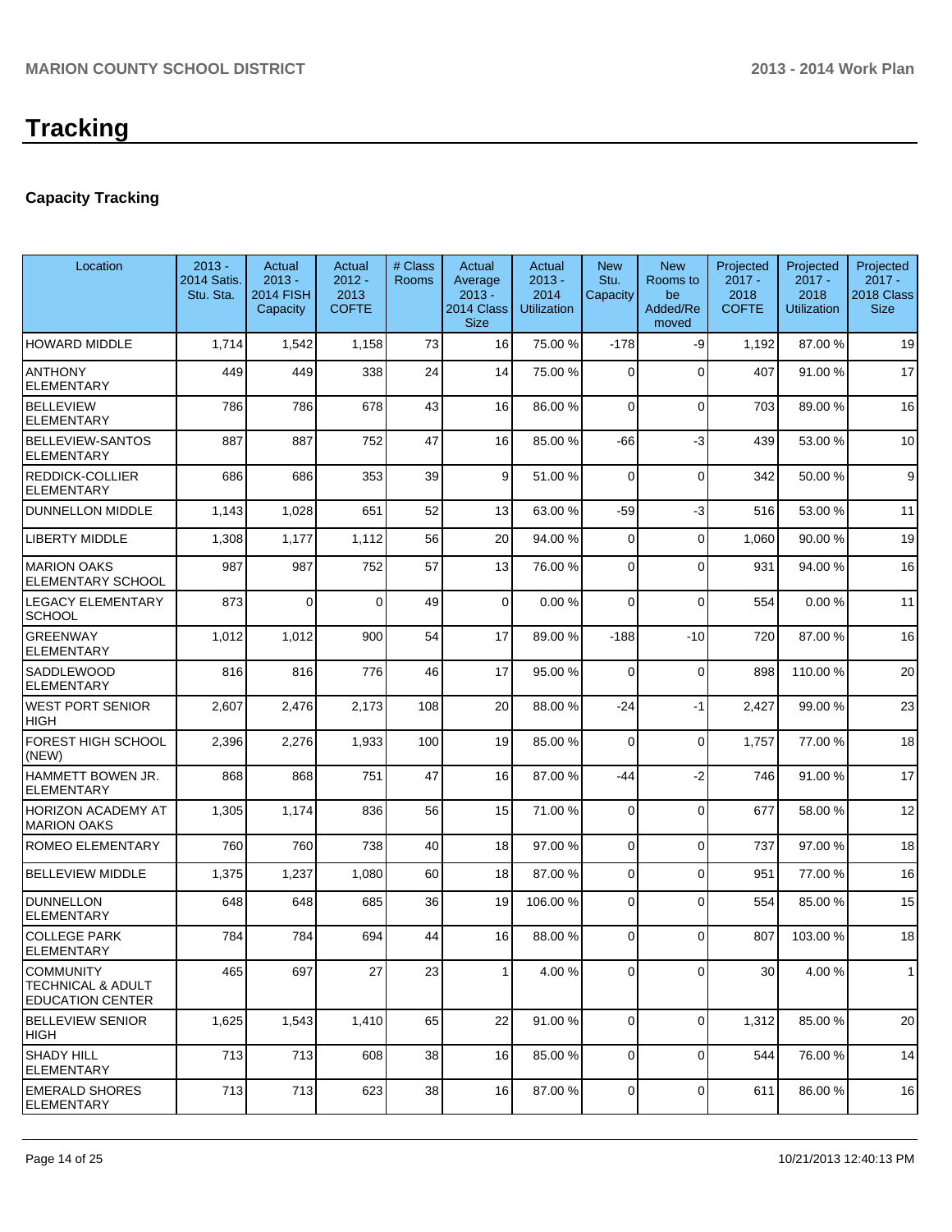# Tracking

## Capacity Tracking

| Location | 2013 - 2014 Satis. Stu. Sta. | Actual 2013 - 2014 FISH Capacity | Actual 2012 - 2013 COFTE | # Class Rooms | Actual Average 2013 - 2014 Class Size | Actual 2013 - 2014 Utilization | New Stu. Capacity | New Rooms to be Added/Removed | Projected 2017 - 2018 COFTE | Projected 2017 - 2018 Utilization | Projected 2017 - 2018 Class Size |
|---|---|---|---|---|---|---|---|---|---|---|---|
| HOWARD MIDDLE | 1,714 | 1,542 | 1,158 | 73 | 16 | 75.00 % | -178 | -9 | 1,192 | 87.00 % | 19 |
| ANTHONY ELEMENTARY | 449 | 449 | 338 | 24 | 14 | 75.00 % | 0 | 0 | 407 | 91.00 % | 17 |
| BELLEVIEW ELEMENTARY | 786 | 786 | 678 | 43 | 16 | 86.00 % | 0 | 0 | 703 | 89.00 % | 16 |
| BELLEVIEW-SANTOS ELEMENTARY | 887 | 887 | 752 | 47 | 16 | 85.00 % | -66 | -3 | 439 | 53.00 % | 10 |
| REDDICK-COLLIER ELEMENTARY | 686 | 686 | 353 | 39 | 9 | 51.00 % | 0 | 0 | 342 | 50.00 % | 9 |
| DUNNELLON MIDDLE | 1,143 | 1,028 | 651 | 52 | 13 | 63.00 % | -59 | -3 | 516 | 53.00 % | 11 |
| LIBERTY MIDDLE | 1,308 | 1,177 | 1,112 | 56 | 20 | 94.00 % | 0 | 0 | 1,060 | 90.00 % | 19 |
| MARION OAKS ELEMENTARY SCHOOL | 987 | 987 | 752 | 57 | 13 | 76.00 % | 0 | 0 | 931 | 94.00 % | 16 |
| LEGACY ELEMENTARY SCHOOL | 873 | 0 | 0 | 49 | 0 | 0.00 % | 0 | 0 | 554 | 0.00 % | 11 |
| GREENWAY ELEMENTARY | 1,012 | 1,012 | 900 | 54 | 17 | 89.00 % | -188 | -10 | 720 | 87.00 % | 16 |
| SADDLEWOOD ELEMENTARY | 816 | 816 | 776 | 46 | 17 | 95.00 % | 0 | 0 | 898 | 110.00 % | 20 |
| WEST PORT SENIOR HIGH | 2,607 | 2,476 | 2,173 | 108 | 20 | 88.00 % | -24 | -1 | 2,427 | 99.00 % | 23 |
| FOREST HIGH SCHOOL (NEW) | 2,396 | 2,276 | 1,933 | 100 | 19 | 85.00 % | 0 | 0 | 1,757 | 77.00 % | 18 |
| HAMMETT BOWEN JR. ELEMENTARY | 868 | 868 | 751 | 47 | 16 | 87.00 % | -44 | -2 | 746 | 91.00 % | 17 |
| HORIZON ACADEMY AT MARION OAKS | 1,305 | 1,174 | 836 | 56 | 15 | 71.00 % | 0 | 0 | 677 | 58.00 % | 12 |
| ROMEO ELEMENTARY | 760 | 760 | 738 | 40 | 18 | 97.00 % | 0 | 0 | 737 | 97.00 % | 18 |
| BELLEVIEW MIDDLE | 1,375 | 1,237 | 1,080 | 60 | 18 | 87.00 % | 0 | 0 | 951 | 77.00 % | 16 |
| DUNNELLON ELEMENTARY | 648 | 648 | 685 | 36 | 19 | 106.00 % | 0 | 0 | 554 | 85.00 % | 15 |
| COLLEGE PARK ELEMENTARY | 784 | 784 | 694 | 44 | 16 | 88.00 % | 0 | 0 | 807 | 103.00 % | 18 |
| COMMUNITY TECHNICAL & ADULT EDUCATION CENTER | 465 | 697 | 27 | 23 | 1 | 4.00 % | 0 | 0 | 30 | 4.00 % | 1 |
| BELLEVIEW SENIOR HIGH | 1,625 | 1,543 | 1,410 | 65 | 22 | 91.00 % | 0 | 0 | 1,312 | 85.00 % | 20 |
| SHADY HILL ELEMENTARY | 713 | 713 | 608 | 38 | 16 | 85.00 % | 0 | 0 | 544 | 76.00 % | 14 |
| EMERALD SHORES ELEMENTARY | 713 | 713 | 623 | 38 | 16 | 87.00 % | 0 | 0 | 611 | 86.00 % | 16 |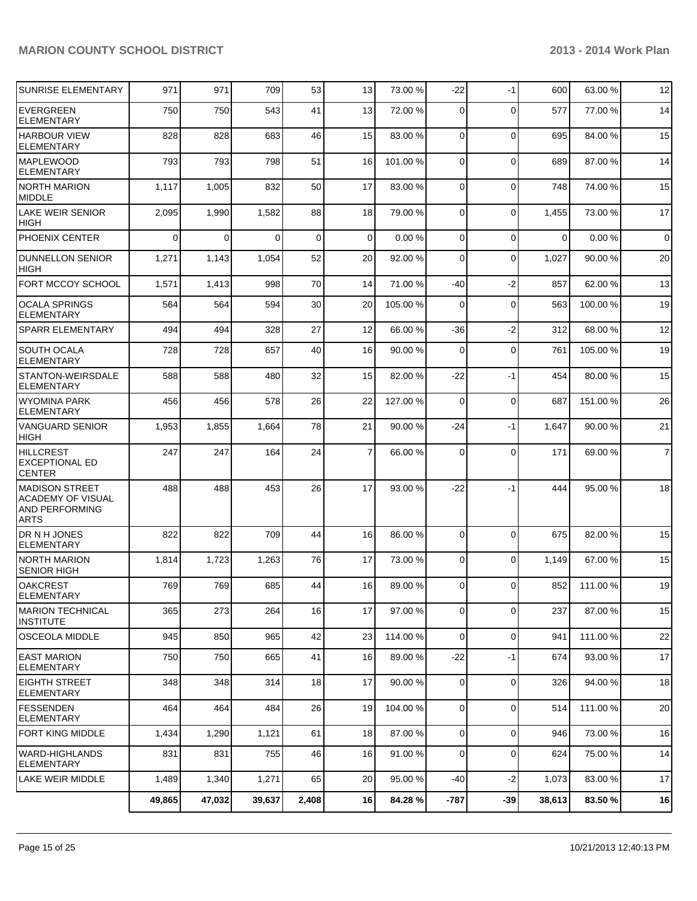| | | | | | | | | | | |
|---|---|---|---|---|---|---|---|---|---|---|
| SUNRISE ELEMENTARY | 971 | 971 | 709 | 53 | 13 | 73.00 % | -22 | -1 | 600 | 63.00 % | 12 |
| EVERGREEN ELEMENTARY | 750 | 750 | 543 | 41 | 13 | 72.00 % | 0 | 0 | 577 | 77.00 % | 14 |
| HARBOUR VIEW ELEMENTARY | 828 | 828 | 683 | 46 | 15 | 83.00 % | 0 | 0 | 695 | 84.00 % | 15 |
| MAPLEWOOD ELEMENTARY | 793 | 793 | 798 | 51 | 16 | 101.00 % | 0 | 0 | 689 | 87.00 % | 14 |
| NORTH MARION MIDDLE | 1,117 | 1,005 | 832 | 50 | 17 | 83.00 % | 0 | 0 | 748 | 74.00 % | 15 |
| LAKE WEIR SENIOR HIGH | 2,095 | 1,990 | 1,582 | 88 | 18 | 79.00 % | 0 | 0 | 1,455 | 73.00 % | 17 |
| PHOENIX CENTER | 0 | 0 | 0 | 0 | 0 | 0.00 % | 0 | 0 | 0 | 0.00 % | 0 |
| DUNNELLON SENIOR HIGH | 1,271 | 1,143 | 1,054 | 52 | 20 | 92.00 % | 0 | 0 | 1,027 | 90.00 % | 20 |
| FORT MCCOY SCHOOL | 1,571 | 1,413 | 998 | 70 | 14 | 71.00 % | -40 | -2 | 857 | 62.00 % | 13 |
| OCALA SPRINGS ELEMENTARY | 564 | 564 | 594 | 30 | 20 | 105.00 % | 0 | 0 | 563 | 100.00 % | 19 |
| SPARR ELEMENTARY | 494 | 494 | 328 | 27 | 12 | 66.00 % | -36 | -2 | 312 | 68.00 % | 12 |
| SOUTH OCALA ELEMENTARY | 728 | 728 | 657 | 40 | 16 | 90.00 % | 0 | 0 | 761 | 105.00 % | 19 |
| STANTON-WEIRSDALE ELEMENTARY | 588 | 588 | 480 | 32 | 15 | 82.00 % | -22 | -1 | 454 | 80.00 % | 15 |
| WYOMINA PARK ELEMENTARY | 456 | 456 | 578 | 26 | 22 | 127.00 % | 0 | 0 | 687 | 151.00 % | 26 |
| VANGUARD SENIOR HIGH | 1,953 | 1,855 | 1,664 | 78 | 21 | 90.00 % | -24 | -1 | 1,647 | 90.00 % | 21 |
| HILLCREST EXCEPTIONAL ED CENTER | 247 | 247 | 164 | 24 | 7 | 66.00 % | 0 | 0 | 171 | 69.00 % | 7 |
| MADISON STREET ACADEMY OF VISUAL AND PERFORMING ARTS | 488 | 488 | 453 | 26 | 17 | 93.00 % | -22 | -1 | 444 | 95.00 % | 18 |
| DR N H JONES ELEMENTARY | 822 | 822 | 709 | 44 | 16 | 86.00 % | 0 | 0 | 675 | 82.00 % | 15 |
| NORTH MARION SENIOR HIGH | 1,814 | 1,723 | 1,263 | 76 | 17 | 73.00 % | 0 | 0 | 1,149 | 67.00 % | 15 |
| OAKCREST ELEMENTARY | 769 | 769 | 685 | 44 | 16 | 89.00 % | 0 | 0 | 852 | 111.00 % | 19 |
| MARION TECHNICAL INSTITUTE | 365 | 273 | 264 | 16 | 17 | 97.00 % | 0 | 0 | 237 | 87.00 % | 15 |
| OSCEOLA MIDDLE | 945 | 850 | 965 | 42 | 23 | 114.00 % | 0 | 0 | 941 | 111.00 % | 22 |
| EAST MARION ELEMENTARY | 750 | 750 | 665 | 41 | 16 | 89.00 % | -22 | -1 | 674 | 93.00 % | 17 |
| EIGHTH STREET ELEMENTARY | 348 | 348 | 314 | 18 | 17 | 90.00 % | 0 | 0 | 326 | 94.00 % | 18 |
| FESSENDEN ELEMENTARY | 464 | 464 | 484 | 26 | 19 | 104.00 % | 0 | 0 | 514 | 111.00 % | 20 |
| FORT KING MIDDLE | 1,434 | 1,290 | 1,121 | 61 | 18 | 87.00 % | 0 | 0 | 946 | 73.00 % | 16 |
| WARD-HIGHLANDS ELEMENTARY | 831 | 831 | 755 | 46 | 16 | 91.00 % | 0 | 0 | 624 | 75.00 % | 14 |
| LAKE WEIR MIDDLE | 1,489 | 1,340 | 1,271 | 65 | 20 | 95.00 % | -40 | -2 | 1,073 | 83.00 % | 17 |
| | **49,865** | **47,032** | **39,637** | **2,408** | **16** | **84.28 %** | **-787** | **-39** | **38,613** | **83.50 %** | **16** |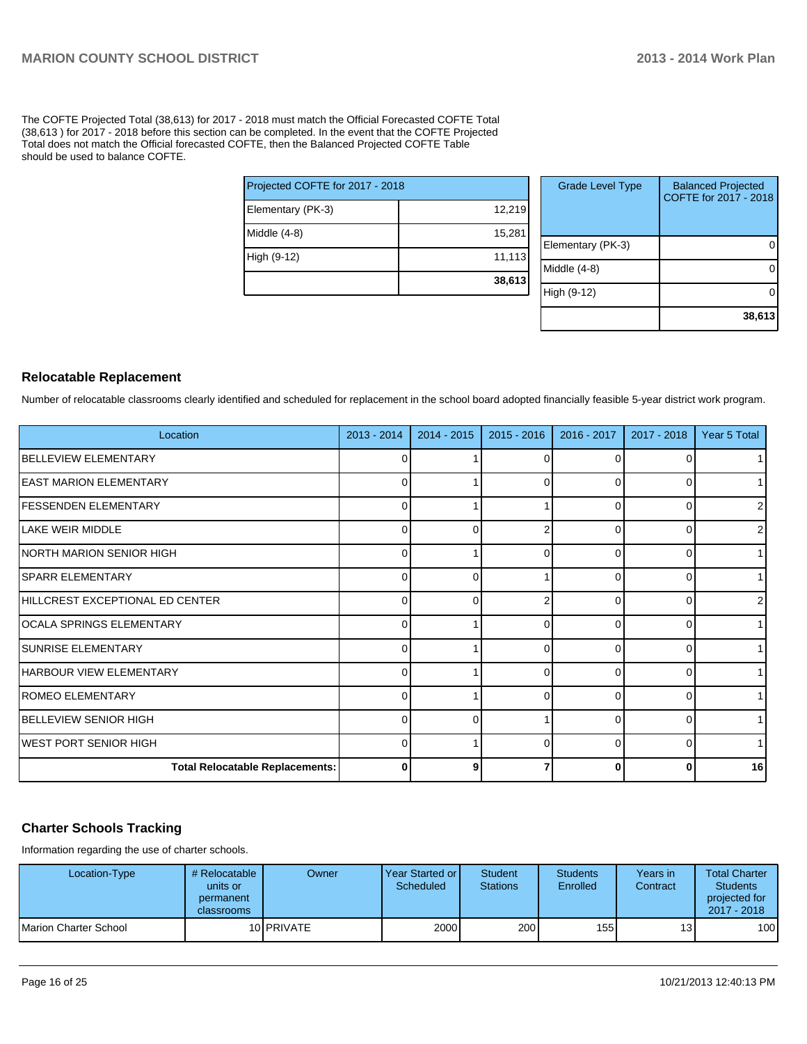The COFTE Projected Total (38,613) for 2017 - 2018 must match the Official Forecasted COFTE Total (38,613 ) for 2017 - 2018 before this section can be completed. In the event that the COFTE Projected Total does not match the Official forecasted COFTE, then the Balanced Projected COFTE Table should be used to balance COFTE.

| Projected COFTE for 2017 - 2018 | |
|---|---|
| Elementary (PK-3) | 12,219 |
| Middle (4-8) | 15,281 |
| High (9-12) | 11,113 |
| | **38,613** |

| Grade Level Type | Balanced Projected COFTE for 2017 - 2018 |
|---|---|
| Elementary (PK-3) | 0 |
| Middle (4-8) | 0 |
| High (9-12) | 0 |
| | **38,613** |

## Relocatable Replacement

Number of relocatable classrooms clearly identified and scheduled for replacement in the school board adopted financially feasible 5-year district work program.

| Location | 2013 - 2014 | 2014 - 2015 | 2015 - 2016 | 2016 - 2017 | 2017 - 2018 | Year 5 Total |
|---|---|---|---|---|---|---|
| BELLEVIEW ELEMENTARY | 0 | 1 | 0 | 0 | 0 | 1 |
| EAST MARION ELEMENTARY | 0 | 1 | 0 | 0 | 0 | 1 |
| FESSENDEN ELEMENTARY | 0 | 1 | 1 | 0 | 0 | 2 |
| LAKE WEIR MIDDLE | 0 | 0 | 2 | 0 | 0 | 2 |
| NORTH MARION SENIOR HIGH | 0 | 1 | 0 | 0 | 0 | 1 |
| SPARR ELEMENTARY | 0 | 0 | 1 | 0 | 0 | 1 |
| HILLCREST EXCEPTIONAL ED CENTER | 0 | 0 | 2 | 0 | 0 | 2 |
| OCALA SPRINGS ELEMENTARY | 0 | 1 | 0 | 0 | 0 | 1 |
| SUNRISE ELEMENTARY | 0 | 1 | 0 | 0 | 0 | 1 |
| HARBOUR VIEW ELEMENTARY | 0 | 1 | 0 | 0 | 0 | 1 |
| ROMEO ELEMENTARY | 0 | 1 | 0 | 0 | 0 | 1 |
| BELLEVIEW SENIOR HIGH | 0 | 0 | 1 | 0 | 0 | 1 |
| WEST PORT SENIOR HIGH | 0 | 1 | 0 | 0 | 0 | 1 |
| **Total Relocatable Replacements:** | **0** | **9** | **7** | **0** | **0** | **16** |

## Charter Schools Tracking

Information regarding the use of charter schools.

| Location-Type | # Relocatable units or permanent classrooms | Owner | Year Started or Scheduled | Student Stations | Students Enrolled | Years in Contract | Total Charter Students projected for 2017 - 2018 |
|---|---|---|---|---|---|---|---|
| Marion Charter School | 10 | PRIVATE | 2000 | 200 | 155 | 13 | 100 |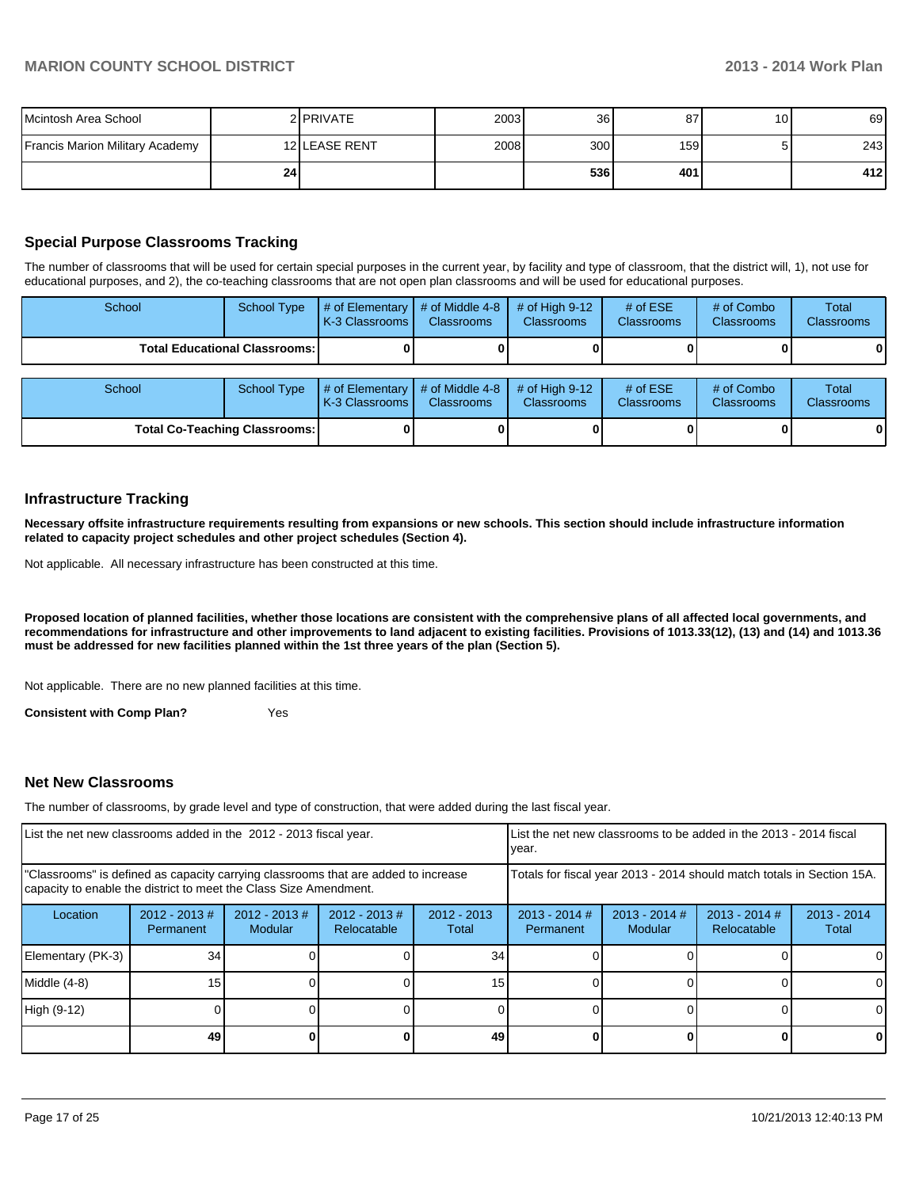| | | | | | | | |
|---|---|---|---|---|---|---|---|
| Mcintosh Area School | 2 | PRIVATE | 2003 | 36 | 87 | 10 | 69 |
| Francis Marion Military Academy | 12 | LEASE RENT | 2008 | 300 | 159 | 5 | 243 |
| | **24** | | | **536** | **401** | | **412** |

## Special Purpose Classrooms Tracking

The number of classrooms that will be used for certain special purposes in the current year, by facility and type of classroom, that the district will, 1), not use for educational purposes, and 2), the co-teaching classrooms that are not open plan classrooms and will be used for educational purposes.

| School | School Type | # of Elementary K-3 Classrooms | # of Middle 4-8 Classrooms | # of High 9-12 Classrooms | # of ESE Classrooms | # of Combo Classrooms | Total Classrooms |
|---|---|---|---|---|---|---|---|
| **Total Educational Classrooms:** | | **0** | **0** | **0** | **0** | **0** | **0** |

| School | School Type | # of Elementary K-3 Classrooms | # of Middle 4-8 Classrooms | # of High 9-12 Classrooms | # of ESE Classrooms | # of Combo Classrooms | Total Classrooms |
|---|---|---|---|---|---|---|---|
| **Total Co-Teaching Classrooms:** | | **0** | **0** | **0** | **0** | **0** | **0** |

## Infrastructure Tracking

**Necessary offsite infrastructure requirements resulting from expansions or new schools. This section should include infrastructure information related to capacity project schedules and other project schedules (Section 4).**

Not applicable. All necessary infrastructure has been constructed at this time.

**Proposed location of planned facilities, whether those locations are consistent with the comprehensive plans of all affected local governments, and recommendations for infrastructure and other improvements to land adjacent to existing facilities. Provisions of 1013.33(12), (13) and (14) and 1013.36 must be addressed for new facilities planned within the 1st three years of the plan (Section 5).**

Not applicable. There are no new planned facilities at this time.

**Consistent with Comp Plan?** Yes

## Net New Classrooms

The number of classrooms, by grade level and type of construction, that were added during the last fiscal year.

| List the net new classrooms added in the 2012 - 2013 fiscal year. | | | | | List the net new classrooms to be added in the 2013 - 2014 fiscal year. | | | |
|---|---|---|---|---|---|---|---|---|
| "Classrooms" is defined as capacity carrying classrooms that are added to increase capacity to enable the district to meet the Class Size Amendment. | | | | | Totals for fiscal year 2013 - 2014 should match totals in Section 15A. | | | |
| Location | 2012 - 2013 # Permanent | 2012 - 2013 # Modular | 2012 - 2013 # Relocatable | 2012 - 2013 Total | 2013 - 2014 # Permanent | 2013 - 2014 # Modular | 2013 - 2014 # Relocatable | 2013 - 2014 Total |
| Elementary (PK-3) | 34 | 0 | 0 | 34 | 0 | 0 | 0 | 0 |
| Middle (4-8) | 15 | 0 | 0 | 15 | 0 | 0 | 0 | 0 |
| High (9-12) | 0 | 0 | 0 | 0 | 0 | 0 | 0 | 0 |
| | **49** | **0** | **0** | **49** | **0** | **0** | **0** | **0** |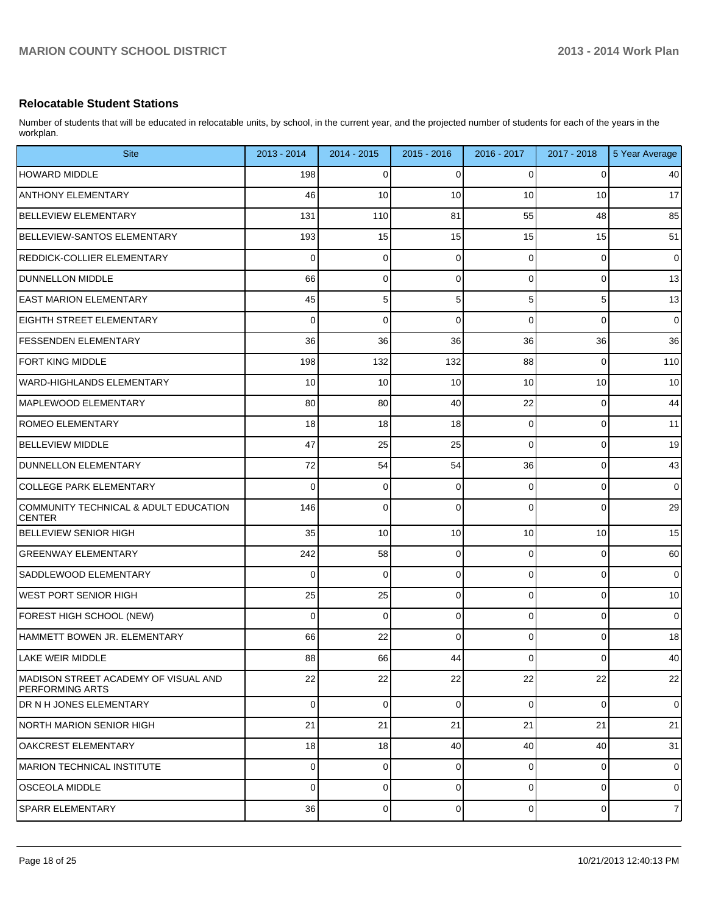## Relocatable Student Stations

Number of students that will be educated in relocatable units, by school, in the current year, and the projected number of students for each of the years in the workplan.

| Site | 2013 - 2014 | 2014 - 2015 | 2015 - 2016 | 2016 - 2017 | 2017 - 2018 | 5 Year Average |
|---|---|---|---|---|---|---|
| HOWARD MIDDLE | 198 | 0 | 0 | 0 | 0 | 40 |
| ANTHONY ELEMENTARY | 46 | 10 | 10 | 10 | 10 | 17 |
| BELLEVIEW ELEMENTARY | 131 | 110 | 81 | 55 | 48 | 85 |
| BELLEVIEW-SANTOS ELEMENTARY | 193 | 15 | 15 | 15 | 15 | 51 |
| REDDICK-COLLIER ELEMENTARY | 0 | 0 | 0 | 0 | 0 | 0 |
| DUNNELLON MIDDLE | 66 | 0 | 0 | 0 | 0 | 13 |
| EAST MARION ELEMENTARY | 45 | 5 | 5 | 5 | 5 | 13 |
| EIGHTH STREET ELEMENTARY | 0 | 0 | 0 | 0 | 0 | 0 |
| FESSENDEN ELEMENTARY | 36 | 36 | 36 | 36 | 36 | 36 |
| FORT KING MIDDLE | 198 | 132 | 132 | 88 | 0 | 110 |
| WARD-HIGHLANDS ELEMENTARY | 10 | 10 | 10 | 10 | 10 | 10 |
| MAPLEWOOD ELEMENTARY | 80 | 80 | 40 | 22 | 0 | 44 |
| ROMEO ELEMENTARY | 18 | 18 | 18 | 0 | 0 | 11 |
| BELLEVIEW MIDDLE | 47 | 25 | 25 | 0 | 0 | 19 |
| DUNNELLON ELEMENTARY | 72 | 54 | 54 | 36 | 0 | 43 |
| COLLEGE PARK ELEMENTARY | 0 | 0 | 0 | 0 | 0 | 0 |
| COMMUNITY TECHNICAL & ADULT EDUCATION CENTER | 146 | 0 | 0 | 0 | 0 | 29 |
| BELLEVIEW SENIOR HIGH | 35 | 10 | 10 | 10 | 10 | 15 |
| GREENWAY ELEMENTARY | 242 | 58 | 0 | 0 | 0 | 60 |
| SADDLEWOOD ELEMENTARY | 0 | 0 | 0 | 0 | 0 | 0 |
| WEST PORT SENIOR HIGH | 25 | 25 | 0 | 0 | 0 | 10 |
| FOREST HIGH SCHOOL (NEW) | 0 | 0 | 0 | 0 | 0 | 0 |
| HAMMETT BOWEN JR. ELEMENTARY | 66 | 22 | 0 | 0 | 0 | 18 |
| LAKE WEIR MIDDLE | 88 | 66 | 44 | 0 | 0 | 40 |
| MADISON STREET ACADEMY OF VISUAL AND PERFORMING ARTS | 22 | 22 | 22 | 22 | 22 | 22 |
| DR N H JONES ELEMENTARY | 0 | 0 | 0 | 0 | 0 | 0 |
| NORTH MARION SENIOR HIGH | 21 | 21 | 21 | 21 | 21 | 21 |
| OAKCREST ELEMENTARY | 18 | 18 | 40 | 40 | 40 | 31 |
| MARION TECHNICAL INSTITUTE | 0 | 0 | 0 | 0 | 0 | 0 |
| OSCEOLA MIDDLE | 0 | 0 | 0 | 0 | 0 | 0 |
| SPARR ELEMENTARY | 36 | 0 | 0 | 0 | 0 | 7 |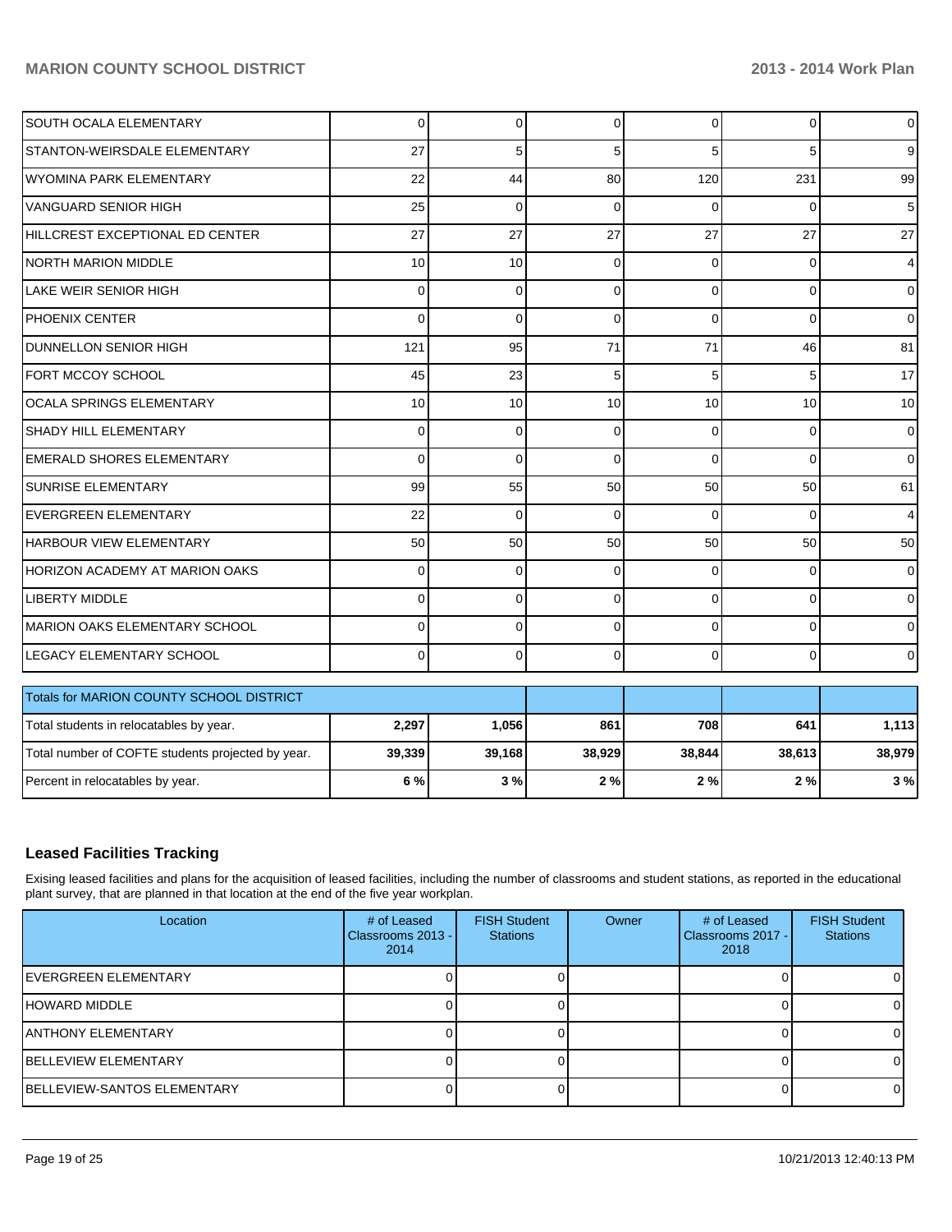| | | | | | | |
|---|---|---|---|---|---|---|
| SOUTH OCALA ELEMENTARY | 0 | 0 | 0 | 0 | 0 | 0 |
| STANTON-WEIRSDALE ELEMENTARY | 27 | 5 | 5 | 5 | 5 | 9 |
| WYOMINA PARK ELEMENTARY | 22 | 44 | 80 | 120 | 231 | 99 |
| VANGUARD SENIOR HIGH | 25 | 0 | 0 | 0 | 0 | 5 |
| HILLCREST EXCEPTIONAL ED CENTER | 27 | 27 | 27 | 27 | 27 | 27 |
| NORTH MARION MIDDLE | 10 | 10 | 0 | 0 | 0 | 4 |
| LAKE WEIR SENIOR HIGH | 0 | 0 | 0 | 0 | 0 | 0 |
| PHOENIX CENTER | 0 | 0 | 0 | 0 | 0 | 0 |
| DUNNELLON SENIOR HIGH | 121 | 95 | 71 | 71 | 46 | 81 |
| FORT MCCOY SCHOOL | 45 | 23 | 5 | 5 | 5 | 17 |
| OCALA SPRINGS ELEMENTARY | 10 | 10 | 10 | 10 | 10 | 10 |
| SHADY HILL ELEMENTARY | 0 | 0 | 0 | 0 | 0 | 0 |
| EMERALD SHORES ELEMENTARY | 0 | 0 | 0 | 0 | 0 | 0 |
| SUNRISE ELEMENTARY | 99 | 55 | 50 | 50 | 50 | 61 |
| EVERGREEN ELEMENTARY | 22 | 0 | 0 | 0 | 0 | 4 |
| HARBOUR VIEW ELEMENTARY | 50 | 50 | 50 | 50 | 50 | 50 |
| HORIZON ACADEMY AT MARION OAKS | 0 | 0 | 0 | 0 | 0 | 0 |
| LIBERTY MIDDLE | 0 | 0 | 0 | 0 | 0 | 0 |
| MARION OAKS ELEMENTARY SCHOOL | 0 | 0 | 0 | 0 | 0 | 0 |
| LEGACY ELEMENTARY SCHOOL | 0 | 0 | 0 | 0 | 0 | 0 |

| Totals for MARION COUNTY SCHOOL DISTRICT | | | | | | |
|---|---|---|---|---|---|---|
| Total students in relocatables by year. | **2,297** | **1,056** | **861** | **708** | **641** | **1,113** |
| Total number of COFTE students projected by year. | **39,339** | **39,168** | **38,929** | **38,844** | **38,613** | **38,979** |
| Percent in relocatables by year. | **6 %** | **3 %** | **2 %** | **2 %** | **2 %** | **3 %** |

### Leased Facilities Tracking

Exising leased facilities and plans for the acquisition of leased facilities, including the number of classrooms and student stations, as reported in the educational plant survey, that are planned in that location at the end of the five year workplan.

| Location | # of Leased Classrooms 2013 - 2014 | FISH Student Stations | Owner | # of Leased Classrooms 2017 - 2018 | FISH Student Stations |
|---|---|---|---|---|---|
| EVERGREEN ELEMENTARY | 0 | 0 | | 0 | 0 |
| HOWARD MIDDLE | 0 | 0 | | 0 | 0 |
| ANTHONY ELEMENTARY | 0 | 0 | | 0 | 0 |
| BELLEVIEW ELEMENTARY | 0 | 0 | | 0 | 0 |
| BELLEVIEW-SANTOS ELEMENTARY | 0 | 0 | | 0 | 0 |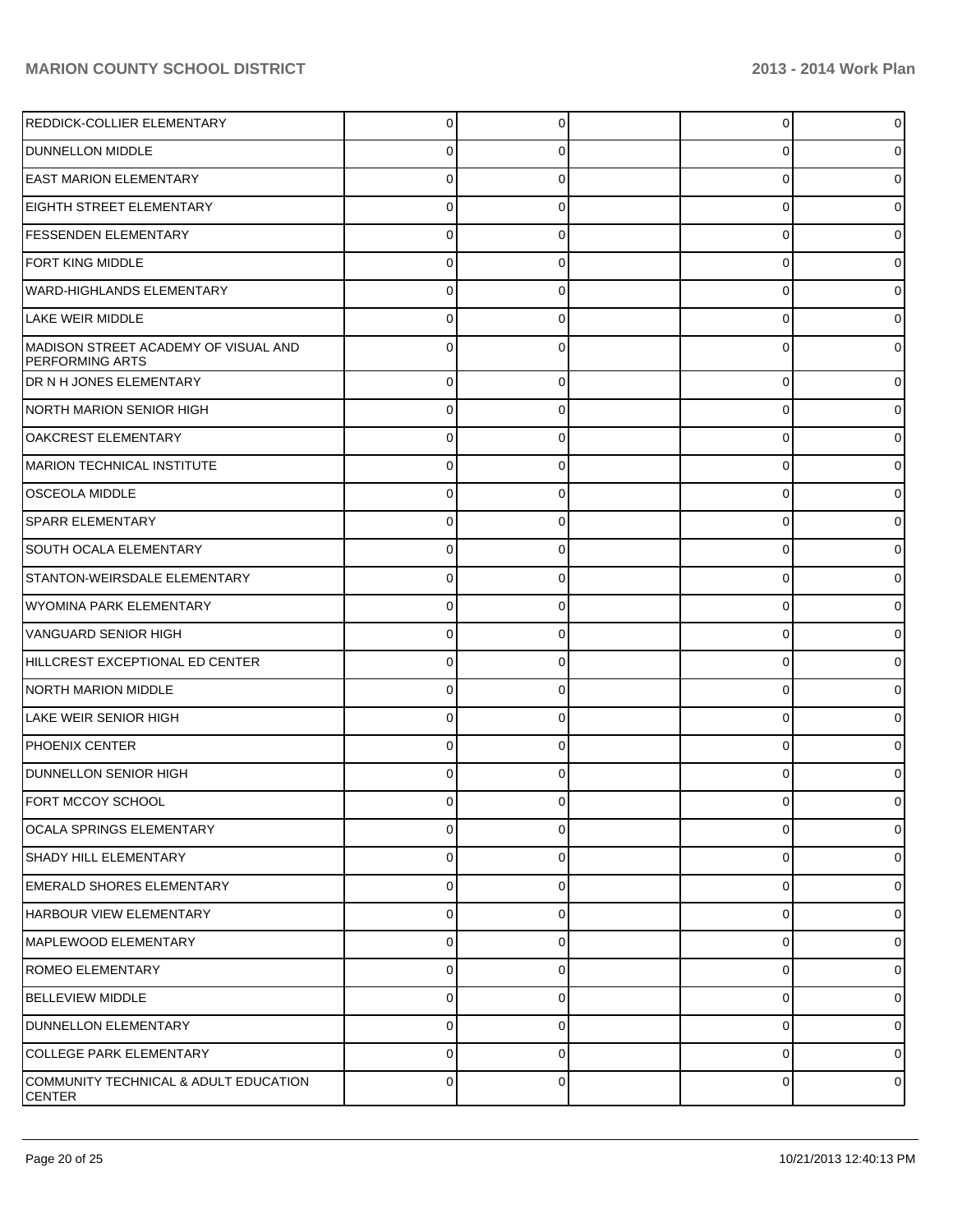| | | | | | |
|---|---|---|---|---|---|
| REDDICK-COLLIER ELEMENTARY | 0 | 0 | | 0 | 0 |
| DUNNELLON MIDDLE | 0 | 0 | | 0 | 0 |
| EAST MARION ELEMENTARY | 0 | 0 | | 0 | 0 |
| EIGHTH STREET ELEMENTARY | 0 | 0 | | 0 | 0 |
| FESSENDEN ELEMENTARY | 0 | 0 | | 0 | 0 |
| FORT KING MIDDLE | 0 | 0 | | 0 | 0 |
| WARD-HIGHLANDS ELEMENTARY | 0 | 0 | | 0 | 0 |
| LAKE WEIR MIDDLE | 0 | 0 | | 0 | 0 |
| MADISON STREET ACADEMY OF VISUAL AND PERFORMING ARTS | 0 | 0 | | 0 | 0 |
| DR N H JONES ELEMENTARY | 0 | 0 | | 0 | 0 |
| NORTH MARION SENIOR HIGH | 0 | 0 | | 0 | 0 |
| OAKCREST ELEMENTARY | 0 | 0 | | 0 | 0 |
| MARION TECHNICAL INSTITUTE | 0 | 0 | | 0 | 0 |
| OSCEOLA MIDDLE | 0 | 0 | | 0 | 0 |
| SPARR ELEMENTARY | 0 | 0 | | 0 | 0 |
| SOUTH OCALA ELEMENTARY | 0 | 0 | | 0 | 0 |
| STANTON-WEIRSDALE ELEMENTARY | 0 | 0 | | 0 | 0 |
| WYOMINA PARK ELEMENTARY | 0 | 0 | | 0 | 0 |
| VANGUARD SENIOR HIGH | 0 | 0 | | 0 | 0 |
| HILLCREST EXCEPTIONAL ED CENTER | 0 | 0 | | 0 | 0 |
| NORTH MARION MIDDLE | 0 | 0 | | 0 | 0 |
| LAKE WEIR SENIOR HIGH | 0 | 0 | | 0 | 0 |
| PHOENIX CENTER | 0 | 0 | | 0 | 0 |
| DUNNELLON SENIOR HIGH | 0 | 0 | | 0 | 0 |
| FORT MCCOY SCHOOL | 0 | 0 | | 0 | 0 |
| OCALA SPRINGS ELEMENTARY | 0 | 0 | | 0 | 0 |
| SHADY HILL ELEMENTARY | 0 | 0 | | 0 | 0 |
| EMERALD SHORES ELEMENTARY | 0 | 0 | | 0 | 0 |
| HARBOUR VIEW ELEMENTARY | 0 | 0 | | 0 | 0 |
| MAPLEWOOD ELEMENTARY | 0 | 0 | | 0 | 0 |
| ROMEO ELEMENTARY | 0 | 0 | | 0 | 0 |
| BELLEVIEW MIDDLE | 0 | 0 | | 0 | 0 |
| DUNNELLON ELEMENTARY | 0 | 0 | | 0 | 0 |
| COLLEGE PARK ELEMENTARY | 0 | 0 | | 0 | 0 |
| COMMUNITY TECHNICAL & ADULT EDUCATION CENTER | 0 | 0 | | 0 | 0 |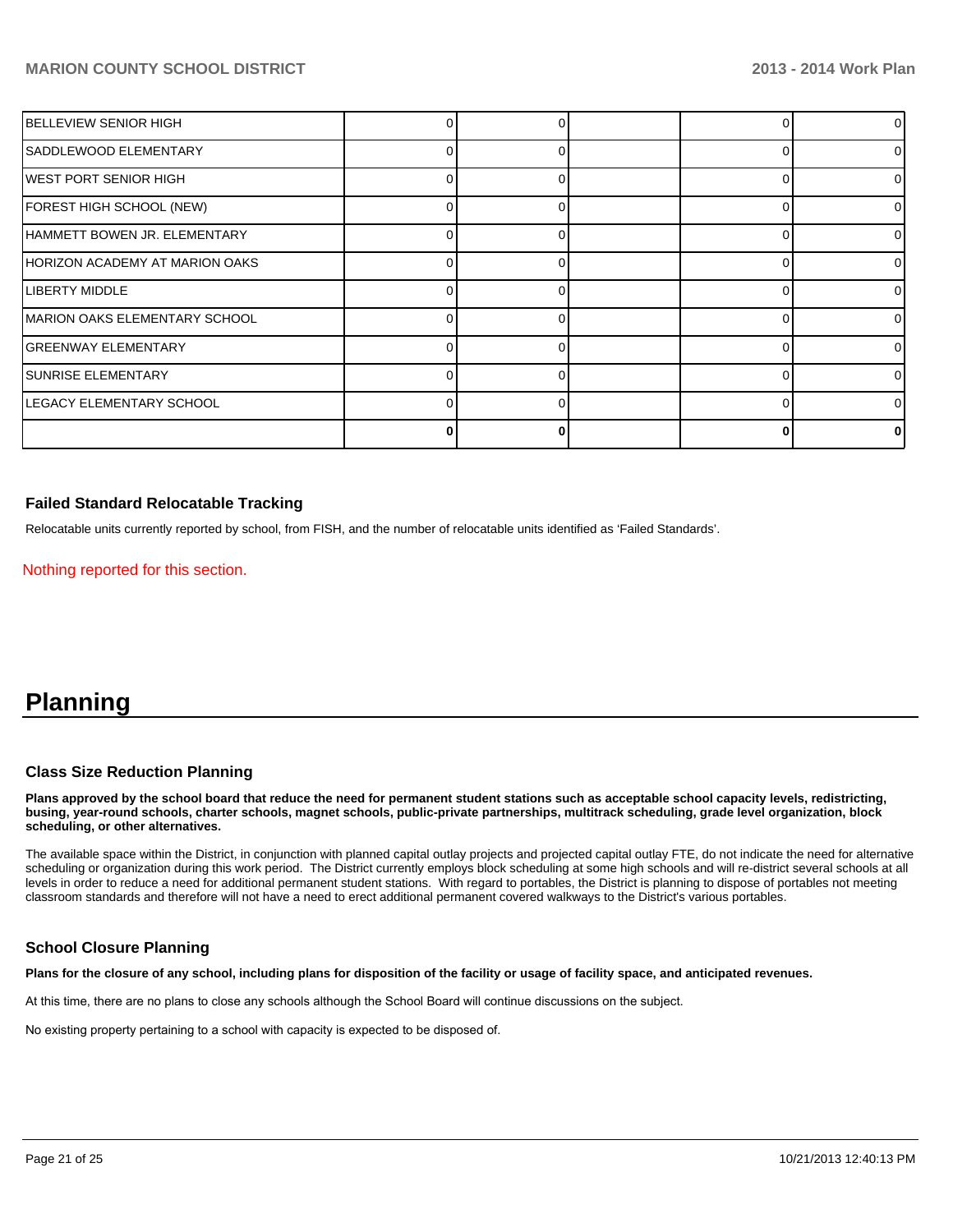| | | | | | |
|---|---|---|---|---|---|
| BELLEVIEW SENIOR HIGH | 0 | 0 | | 0 | 0 |
| SADDLEWOOD ELEMENTARY | 0 | 0 | | 0 | 0 |
| WEST PORT SENIOR HIGH | 0 | 0 | | 0 | 0 |
| FOREST HIGH SCHOOL (NEW) | 0 | 0 | | 0 | 0 |
| HAMMETT BOWEN JR. ELEMENTARY | 0 | 0 | | 0 | 0 |
| HORIZON ACADEMY AT MARION OAKS | 0 | 0 | | 0 | 0 |
| LIBERTY MIDDLE | 0 | 0 | | 0 | 0 |
| MARION OAKS ELEMENTARY SCHOOL | 0 | 0 | | 0 | 0 |
| GREENWAY ELEMENTARY | 0 | 0 | | 0 | 0 |
| SUNRISE ELEMENTARY | 0 | 0 | | 0 | 0 |
| LEGACY ELEMENTARY SCHOOL | 0 | 0 | | 0 | 0 |
| | **0** | **0** | | **0** | **0** |

### Failed Standard Relocatable Tracking

Relocatable units currently reported by school, from FISH, and the number of relocatable units identified as 'Failed Standards'.

Nothing reported for this section.

# Planning

### Class Size Reduction Planning

**Plans approved by the school board that reduce the need for permanent student stations such as acceptable school capacity levels, redistricting, busing, year-round schools, charter schools, magnet schools, public-private partnerships, multitrack scheduling, grade level organization, block scheduling, or other alternatives.**

The available space within the District, in conjunction with planned capital outlay projects and projected capital outlay FTE, do not indicate the need for alternative scheduling or organization during this work period. The District currently employs block scheduling at some high schools and will re-district several schools at all levels in order to reduce a need for additional permanent student stations. With regard to portables, the District is planning to dispose of portables not meeting classroom standards and therefore will not have a need to erect additional permanent covered walkways to the District's various portables.

### School Closure Planning

**Plans for the closure of any school, including plans for disposition of the facility or usage of facility space, and anticipated revenues.**

At this time, there are no plans to close any schools although the School Board will continue discussions on the subject.

No existing property pertaining to a school with capacity is expected to be disposed of.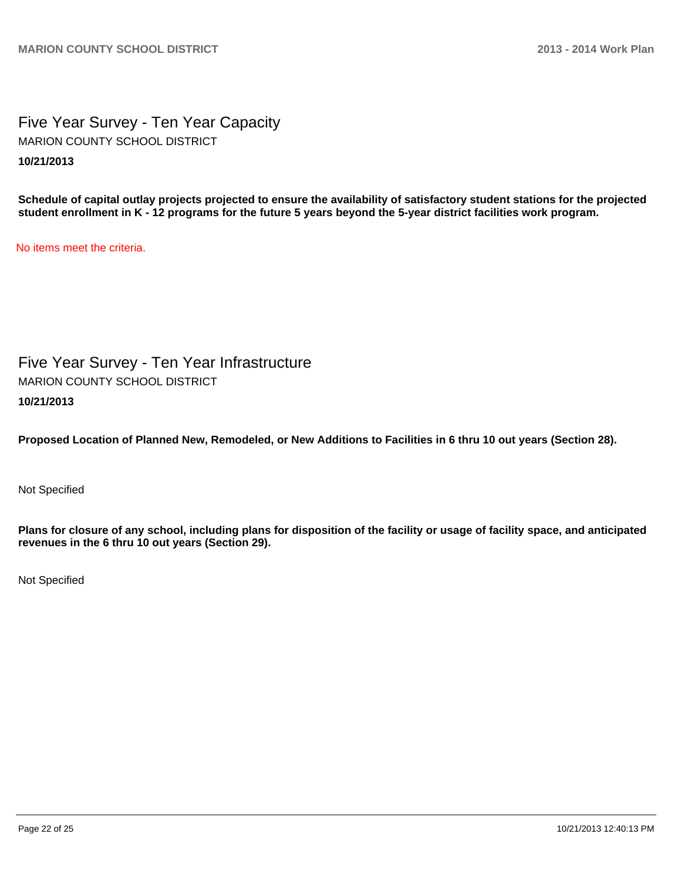## Five Year Survey - Ten Year Capacity

MARION COUNTY SCHOOL DISTRICT

**10/21/2013**

**Schedule of capital outlay projects projected to ensure the availability of satisfactory student stations for the projected student enrollment in K - 12 programs for the future 5 years beyond the 5-year district facilities work program.**

No items meet the criteria.

## Five Year Survey - Ten Year Infrastructure

MARION COUNTY SCHOOL DISTRICT

**10/21/2013**

**Proposed Location of Planned New, Remodeled, or New Additions to Facilities in 6 thru 10 out years (Section 28).**

Not Specified

**Plans for closure of any school, including plans for disposition of the facility or usage of facility space, and anticipated revenues in the 6 thru 10 out years (Section 29).**

Not Specified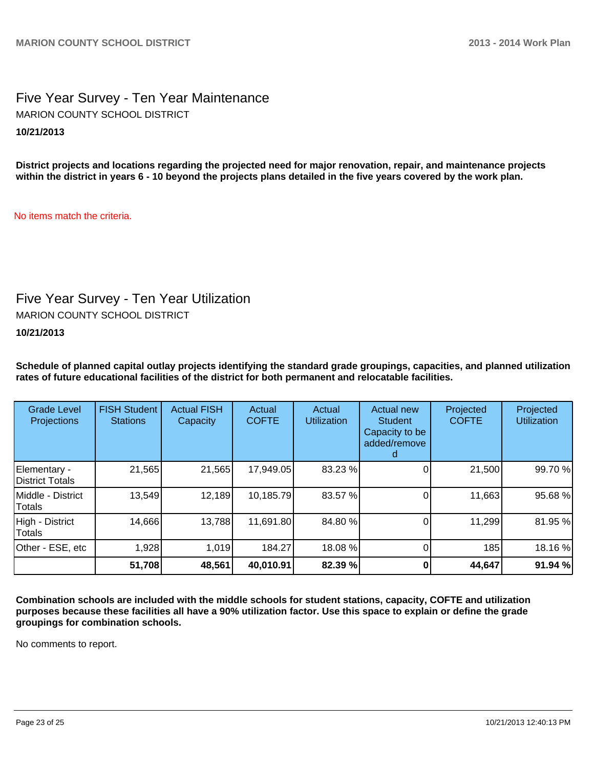## Five Year Survey - Ten Year Maintenance

MARION COUNTY SCHOOL DISTRICT

**10/21/2013**

**District projects and locations regarding the projected need for major renovation, repair, and maintenance projects within the district in years 6 - 10 beyond the projects plans detailed in the five years covered by the work plan.**

No items match the criteria.

## Five Year Survey - Ten Year Utilization

MARION COUNTY SCHOOL DISTRICT

**10/21/2013**

**Schedule of planned capital outlay projects identifying the standard grade groupings, capacities, and planned utilization rates of future educational facilities of the district for both permanent and relocatable facilities.**

| Grade Level Projections | FISH Student Stations | Actual FISH Capacity | Actual COFTE | Actual Utilization | Actual new Student Capacity to be added/removed | Projected COFTE | Projected Utilization |
|---|---|---|---|---|---|---|---|
| Elementary - District Totals | 21,565 | 21,565 | 17,949.05 | 83.23 % | 0 | 21,500 | 99.70 % |
| Middle - District Totals | 13,549 | 12,189 | 10,185.79 | 83.57 % | 0 | 11,663 | 95.68 % |
| High - District Totals | 14,666 | 13,788 | 11,691.80 | 84.80 % | 0 | 11,299 | 81.95 % |
| Other - ESE, etc | 1,928 | 1,019 | 184.27 | 18.08 % | 0 | 185 | 18.16 % |
| | **51,708** | **48,561** | **40,010.91** | **82.39 %** | **0** | **44,647** | **91.94 %** |

**Combination schools are included with the middle schools for student stations, capacity, COFTE and utilization purposes because these facilities all have a 90% utilization factor. Use this space to explain or define the grade groupings for combination schools.**

No comments to report.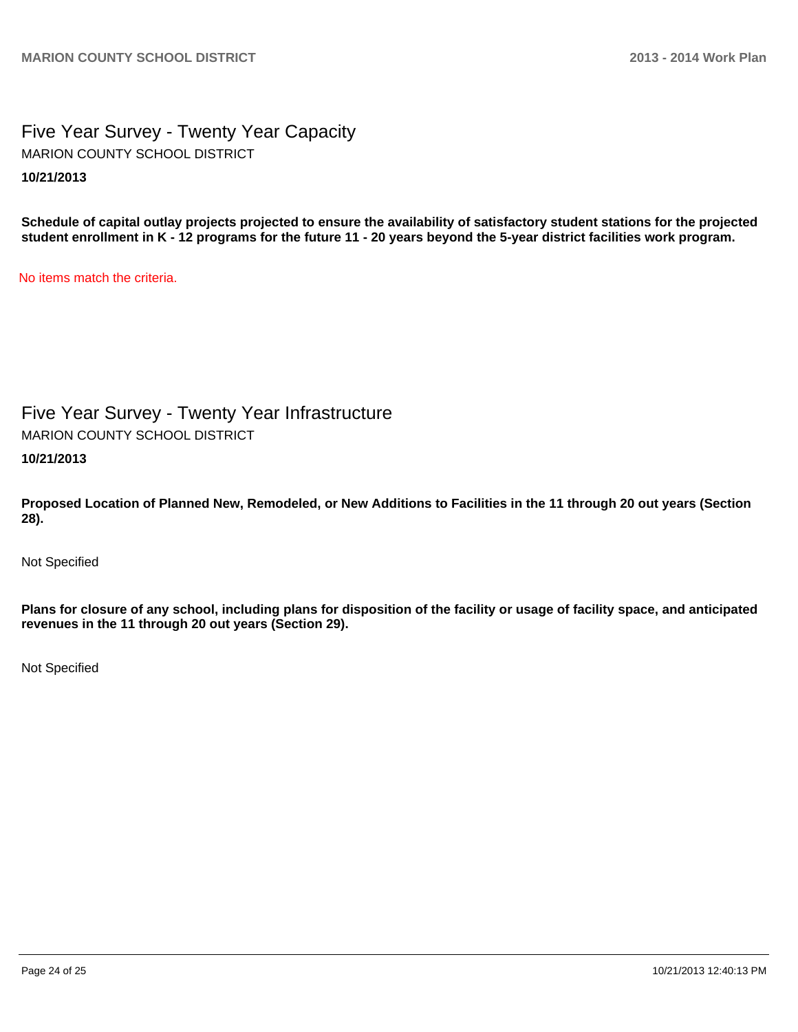# Five Year Survey - Twenty Year Capacity

MARION COUNTY SCHOOL DISTRICT

**10/21/2013**

**Schedule of capital outlay projects projected to ensure the availability of satisfactory student stations for the projected student enrollment in K - 12 programs for the future 11 - 20 years beyond the 5-year district facilities work program.**

No items match the criteria.

# Five Year Survey - Twenty Year Infrastructure

MARION COUNTY SCHOOL DISTRICT

**10/21/2013**

**Proposed Location of Planned New, Remodeled, or New Additions to Facilities in the 11 through 20 out years (Section 28).**

Not Specified

**Plans for closure of any school, including plans for disposition of the facility or usage of facility space, and anticipated revenues in the 11 through 20 out years (Section 29).**

Not Specified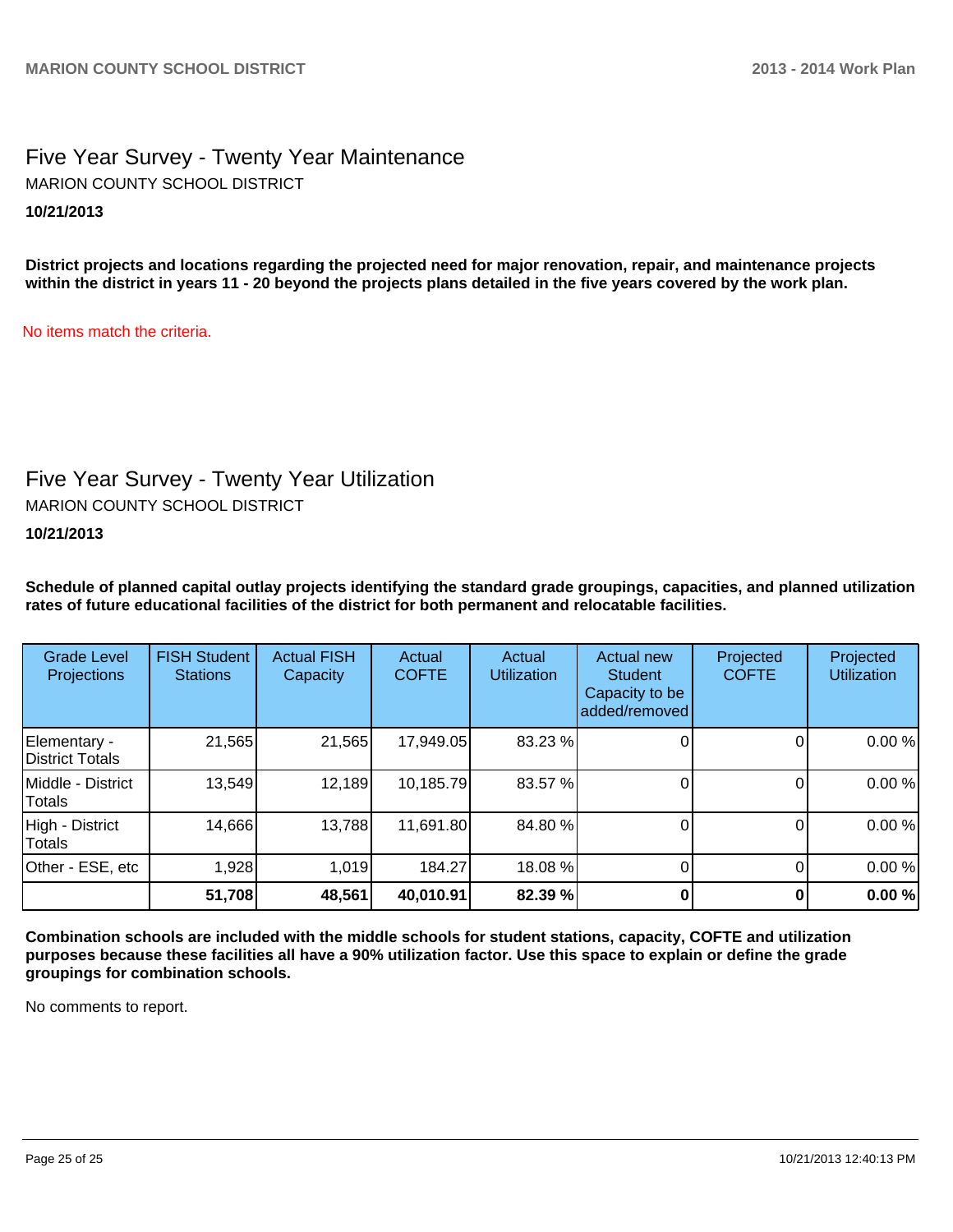## Five Year Survey - Twenty Year Maintenance

MARION COUNTY SCHOOL DISTRICT

**10/21/2013**

**District projects and locations regarding the projected need for major renovation, repair, and maintenance projects within the district in years 11 - 20 beyond the projects plans detailed in the five years covered by the work plan.**

No items match the criteria.

## Five Year Survey - Twenty Year Utilization

MARION COUNTY SCHOOL DISTRICT

**10/21/2013**

**Schedule of planned capital outlay projects identifying the standard grade groupings, capacities, and planned utilization rates of future educational facilities of the district for both permanent and relocatable facilities.**

| Grade Level Projections | FISH Student Stations | Actual FISH Capacity | Actual COFTE | Actual Utilization | Actual new Student Capacity to be added/removed | Projected COFTE | Projected Utilization |
|---|---|---|---|---|---|---|---|
| Elementary - District Totals | 21,565 | 21,565 | 17,949.05 | 83.23 % | 0 | 0 | 0.00 % |
| Middle - District Totals | 13,549 | 12,189 | 10,185.79 | 83.57 % | 0 | 0 | 0.00 % |
| High - District Totals | 14,666 | 13,788 | 11,691.80 | 84.80 % | 0 | 0 | 0.00 % |
| Other - ESE, etc | 1,928 | 1,019 | 184.27 | 18.08 % | 0 | 0 | 0.00 % |
| | **51,708** | **48,561** | **40,010.91** | **82.39 %** | **0** | **0** | **0.00 %** |

**Combination schools are included with the middle schools for student stations, capacity, COFTE and utilization purposes because these facilities all have a 90% utilization factor. Use this space to explain or define the grade groupings for combination schools.**

No comments to report.